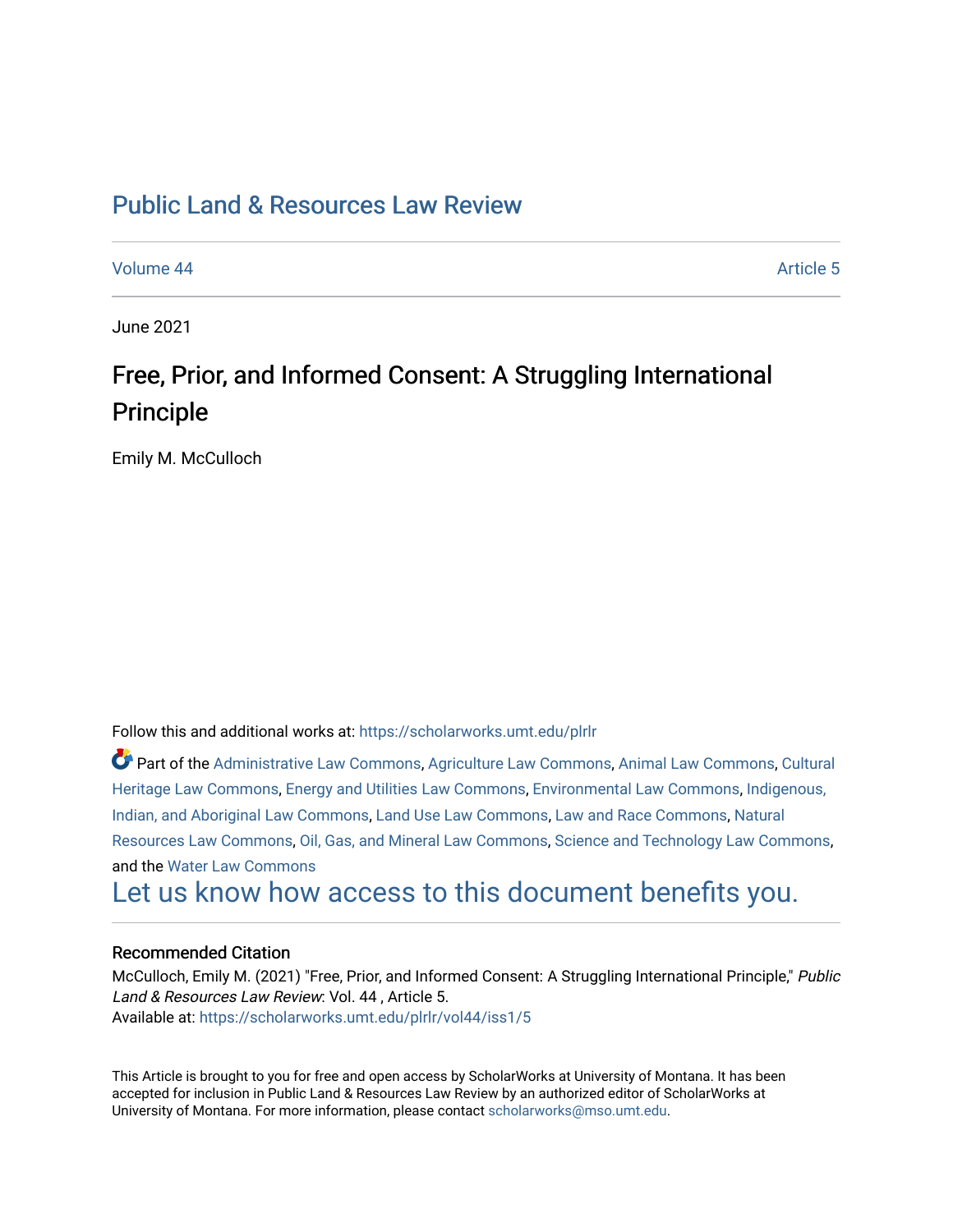# Public Land & Resources Law Review

Volume 44 Article 5

June 2021

## Free, Prior, and Informed Consent: A Struggling International Principle

Emily M. McCulloch

Follow this and additional works at: https://scholarworks.umt.edu/plrlr

Part of the Administrative Law Commons, Agriculture Law Commons, Animal Law Commons, Cultural Heritage Law Commons, Energy and Utilities Law Commons, Environmental Law Commons, Indigenous, Indian, and Aboriginal Law Commons, Land Use Law Commons, Law and Race Commons, Natural Resources Law Commons, Oil, Gas, and Mineral Law Commons, Science and Technology Law Commons, and the Water Law Commons

Let us know how access to this document benefits you.

### Recommended Citation

McCulloch, Emily M. (2021) "Free, Prior, and Informed Consent: A Struggling International Principle," *Public Land & Resources Law Review*: Vol. 44 , Article 5.
Available at: https://scholarworks.umt.edu/plrlr/vol44/iss1/5

This Article is brought to you for free and open access by ScholarWorks at University of Montana. It has been accepted for inclusion in Public Land & Resources Law Review by an authorized editor of ScholarWorks at University of Montana. For more information, please contact scholarworks@mso.umt.edu.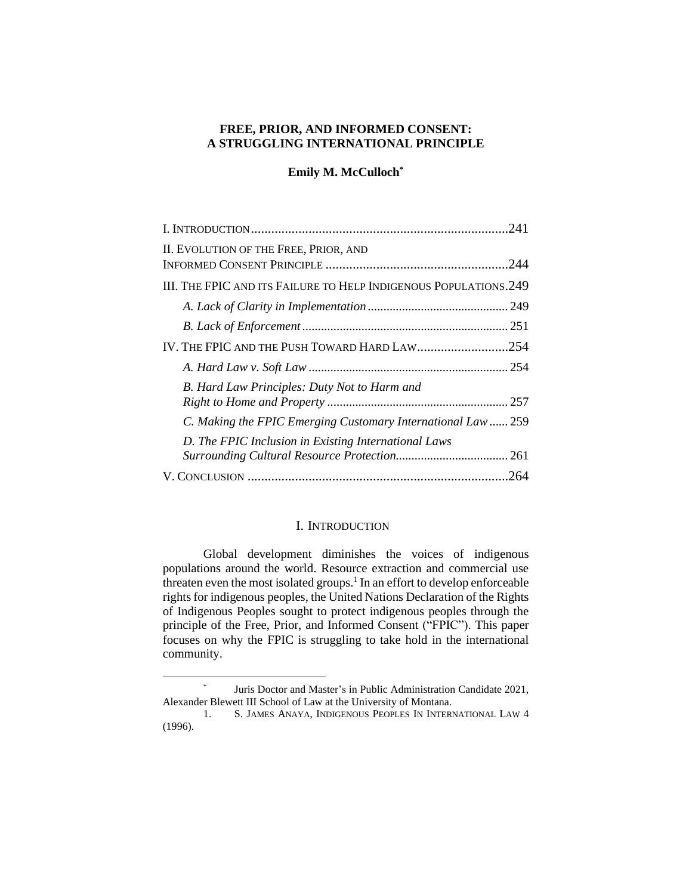# FREE, PRIOR, AND INFORMED CONSENT: A STRUGGLING INTERNATIONAL PRINCIPLE

**Emily M. McCulloch***

| | |
|---|---|
| I. INTRODUCTION | 241 |
| II. EVOLUTION OF THE FREE, PRIOR, AND INFORMED CONSENT PRINCIPLE | 244 |
| III. THE FPIC AND ITS FAILURE TO HELP INDIGENOUS POPULATIONS | 249 |
| *A. Lack of Clarity in Implementation* | 249 |
| *B. Lack of Enforcement* | 251 |
| IV. THE FPIC AND THE PUSH TOWARD HARD LAW | 254 |
| *A. Hard Law v. Soft Law* | 254 |
| *B. Hard Law Principles: Duty Not to Harm and Right to Home and Property* | 257 |
| *C. Making the FPIC Emerging Customary International Law* | 259 |
| *D. The FPIC Inclusion in Existing International Laws Surrounding Cultural Resource Protection* | 261 |
| V. CONCLUSION | 264 |

## I. INTRODUCTION

Global development diminishes the voices of indigenous populations around the world. Resource extraction and commercial use threaten even the most isolated groups.[1] In an effort to develop enforceable rights for indigenous peoples, the United Nations Declaration of the Rights of Indigenous Peoples sought to protect indigenous peoples through the principle of the Free, Prior, and Informed Consent ("FPIC"). This paper focuses on why the FPIC is struggling to take hold in the international community.

---

\* Juris Doctor and Master's in Public Administration Candidate 2021, Alexander Blewett III School of Law at the University of Montana.

1. S. JAMES ANAYA, INDIGENOUS PEOPLES IN INTERNATIONAL LAW 4 (1996).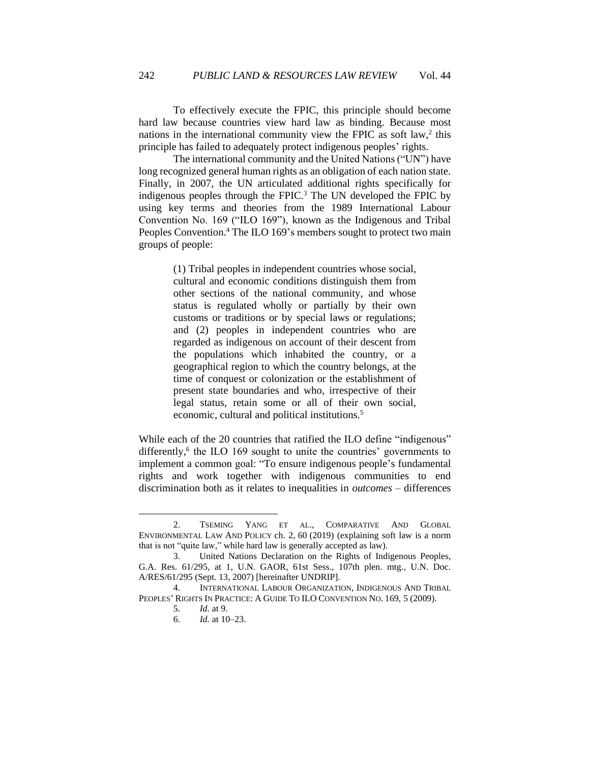To effectively execute the FPIC, this principle should become hard law because countries view hard law as binding. Because most nations in the international community view the FPIC as soft law,[2] this principle has failed to adequately protect indigenous peoples' rights.

The international community and the United Nations ("UN") have long recognized general human rights as an obligation of each nation state. Finally, in 2007, the UN articulated additional rights specifically for indigenous peoples through the FPIC.[3] The UN developed the FPIC by using key terms and theories from the 1989 International Labour Convention No. 169 ("ILO 169"), known as the Indigenous and Tribal Peoples Convention.[4] The ILO 169's members sought to protect two main groups of people:

> (1) Tribal peoples in independent countries whose social, cultural and economic conditions distinguish them from other sections of the national community, and whose status is regulated wholly or partially by their own customs or traditions or by special laws or regulations; and (2) peoples in independent countries who are regarded as indigenous on account of their descent from the populations which inhabited the country, or a geographical region to which the country belongs, at the time of conquest or colonization or the establishment of present state boundaries and who, irrespective of their legal status, retain some or all of their own social, economic, cultural and political institutions.[5]

While each of the 20 countries that ratified the ILO define "indigenous" differently,[6] the ILO 169 sought to unite the countries' governments to implement a common goal: "To ensure indigenous people's fundamental rights and work together with indigenous communities to end discrimination both as it relates to inequalities in *outcomes* – differences

---

2. TSEMING YANG ET AL., COMPARATIVE AND GLOBAL ENVIRONMENTAL LAW AND POLICY ch. 2, 60 (2019) (explaining soft law is a norm that is not "quite law," while hard law is generally accepted as law).

3. United Nations Declaration on the Rights of Indigenous Peoples, G.A. Res. 61/295, at 1, U.N. GAOR, 61st Sess., 107th plen. mtg., U.N. Doc. A/RES/61/295 (Sept. 13, 2007) [hereinafter UNDRIP].

4. INTERNATIONAL LABOUR ORGANIZATION, INDIGENOUS AND TRIBAL PEOPLES' RIGHTS IN PRACTICE: A GUIDE TO ILO CONVENTION NO. 169, 5 (2009).

5. *Id.* at 9.

6. *Id.* at 10–23.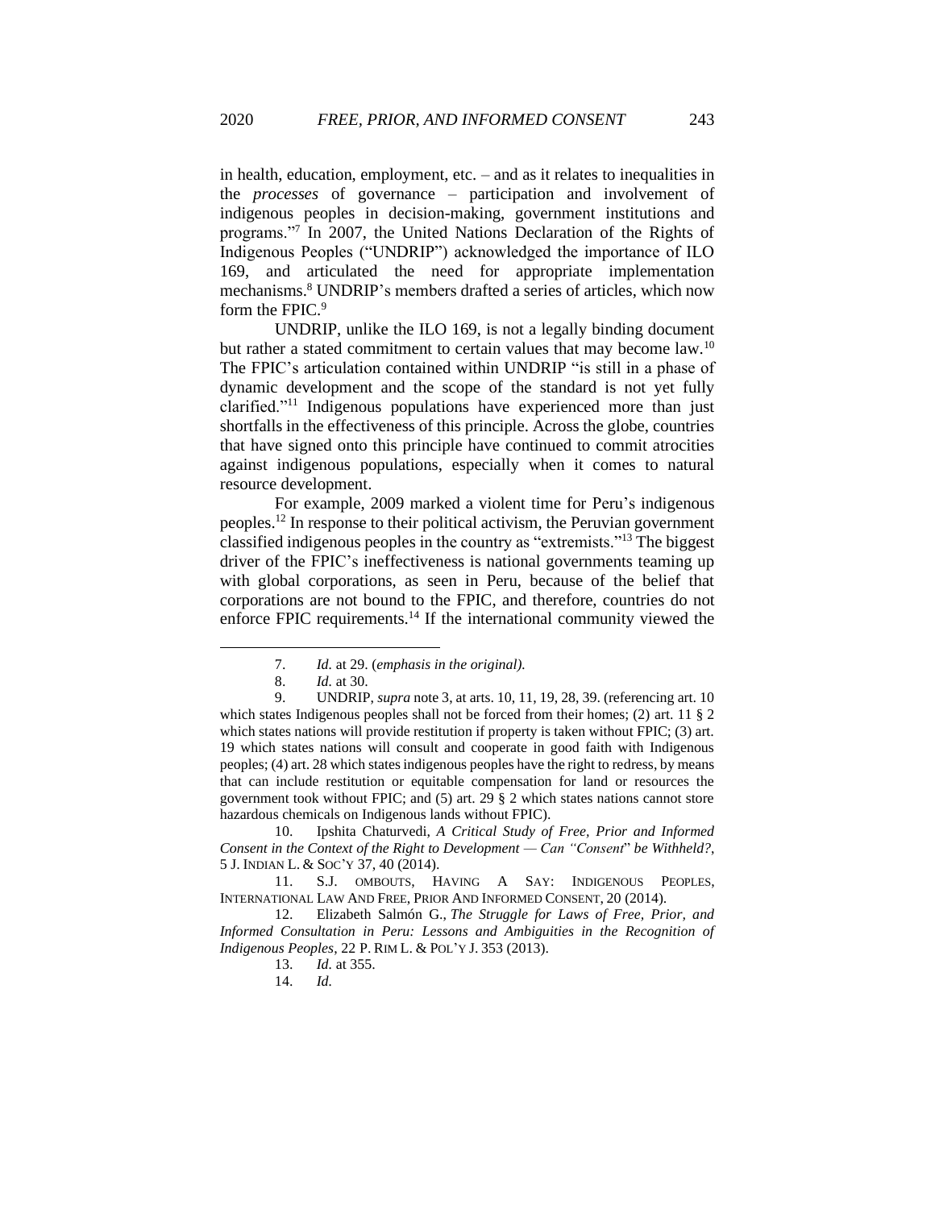in health, education, employment, etc. – and as it relates to inequalities in the *processes* of governance – participation and involvement of indigenous peoples in decision-making, government institutions and programs."[7] In 2007, the United Nations Declaration of the Rights of Indigenous Peoples ("UNDRIP") acknowledged the importance of ILO 169, and articulated the need for appropriate implementation mechanisms.[8] UNDRIP's members drafted a series of articles, which now form the FPIC.[9]

UNDRIP, unlike the ILO 169, is not a legally binding document but rather a stated commitment to certain values that may become law.[10] The FPIC's articulation contained within UNDRIP "is still in a phase of dynamic development and the scope of the standard is not yet fully clarified."[11] Indigenous populations have experienced more than just shortfalls in the effectiveness of this principle. Across the globe, countries that have signed onto this principle have continued to commit atrocities against indigenous populations, especially when it comes to natural resource development.

For example, 2009 marked a violent time for Peru's indigenous peoples.[12] In response to their political activism, the Peruvian government classified indigenous peoples in the country as "extremists."[13] The biggest driver of the FPIC's ineffectiveness is national governments teaming up with global corporations, as seen in Peru, because of the belief that corporations are not bound to the FPIC, and therefore, countries do not enforce FPIC requirements.[14] If the international community viewed the

---

7. *Id.* at 29. (*emphasis in the original).*

8. *Id.* at 30.

9. UNDRIP, *supra* note 3, at arts. 10, 11, 19, 28, 39. (referencing art. 10 which states Indigenous peoples shall not be forced from their homes; (2) art. 11 § 2 which states nations will provide restitution if property is taken without FPIC; (3) art. 19 which states nations will consult and cooperate in good faith with Indigenous peoples; (4) art. 28 which states indigenous peoples have the right to redress, by means that can include restitution or equitable compensation for land or resources the government took without FPIC; and (5) art. 29 § 2 which states nations cannot store hazardous chemicals on Indigenous lands without FPIC).

10. Ipshita Chaturvedi, *A Critical Study of Free, Prior and Informed Consent in the Context of the Right to Development — Can "Consent" be Withheld?*, 5 J. INDIAN L. & SOC'Y 37, 40 (2014).

11. S.J. OMBOUTS, HAVING A SAY: INDIGENOUS PEOPLES, INTERNATIONAL LAW AND FREE, PRIOR AND INFORMED CONSENT, 20 (2014).

12. Elizabeth Salmón G., *The Struggle for Laws of Free, Prior, and Informed Consultation in Peru: Lessons and Ambiguities in the Recognition of Indigenous Peoples*, 22 P. RIM L. & POL'Y J. 353 (2013).

13. *Id.* at 355.

14. *Id.*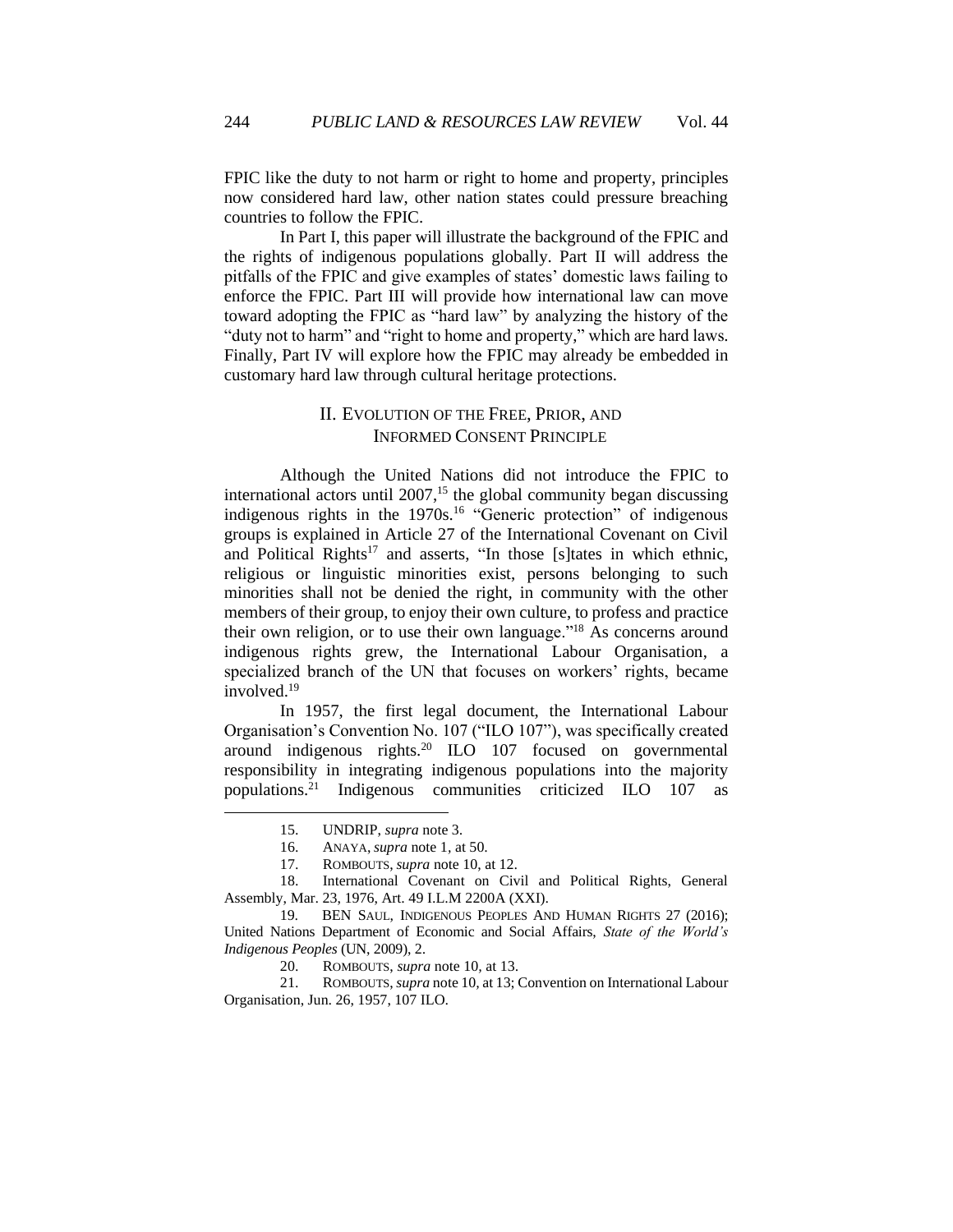FPIC like the duty to not harm or right to home and property, principles now considered hard law, other nation states could pressure breaching countries to follow the FPIC.

In Part I, this paper will illustrate the background of the FPIC and the rights of indigenous populations globally. Part II will address the pitfalls of the FPIC and give examples of states' domestic laws failing to enforce the FPIC. Part III will provide how international law can move toward adopting the FPIC as "hard law" by analyzing the history of the "duty not to harm" and "right to home and property," which are hard laws. Finally, Part IV will explore how the FPIC may already be embedded in customary hard law through cultural heritage protections.

## II. Evolution of the Free, Prior, and Informed Consent Principle

Although the United Nations did not introduce the FPIC to international actors until 2007,[15] the global community began discussing indigenous rights in the 1970s.[16] "Generic protection" of indigenous groups is explained in Article 27 of the International Covenant on Civil and Political Rights[17] and asserts, "In those [s]tates in which ethnic, religious or linguistic minorities exist, persons belonging to such minorities shall not be denied the right, in community with the other members of their group, to enjoy their own culture, to profess and practice their own religion, or to use their own language."[18] As concerns around indigenous rights grew, the International Labour Organisation, a specialized branch of the UN that focuses on workers' rights, became involved.[19]

In 1957, the first legal document, the International Labour Organisation's Convention No. 107 ("ILO 107"), was specifically created around indigenous rights.[20] ILO 107 focused on governmental responsibility in integrating indigenous populations into the majority populations.[21] Indigenous communities criticized ILO 107 as

---

15. UNDRIP, *supra* note 3.

16. ANAYA, *supra* note 1, at 50.

17. ROMBOUTS, *supra* note 10, at 12.

18. International Covenant on Civil and Political Rights, General Assembly, Mar. 23, 1976, Art. 49 I.L.M 2200A (XXI).

19. BEN SAUL, INDIGENOUS PEOPLES AND HUMAN RIGHTS 27 (2016); United Nations Department of Economic and Social Affairs, *State of the World's Indigenous Peoples* (UN, 2009), 2.

20. ROMBOUTS, *supra* note 10, at 13.

21. ROMBOUTS, *supra* note 10, at 13; Convention on International Labour Organisation, Jun. 26, 1957, 107 ILO.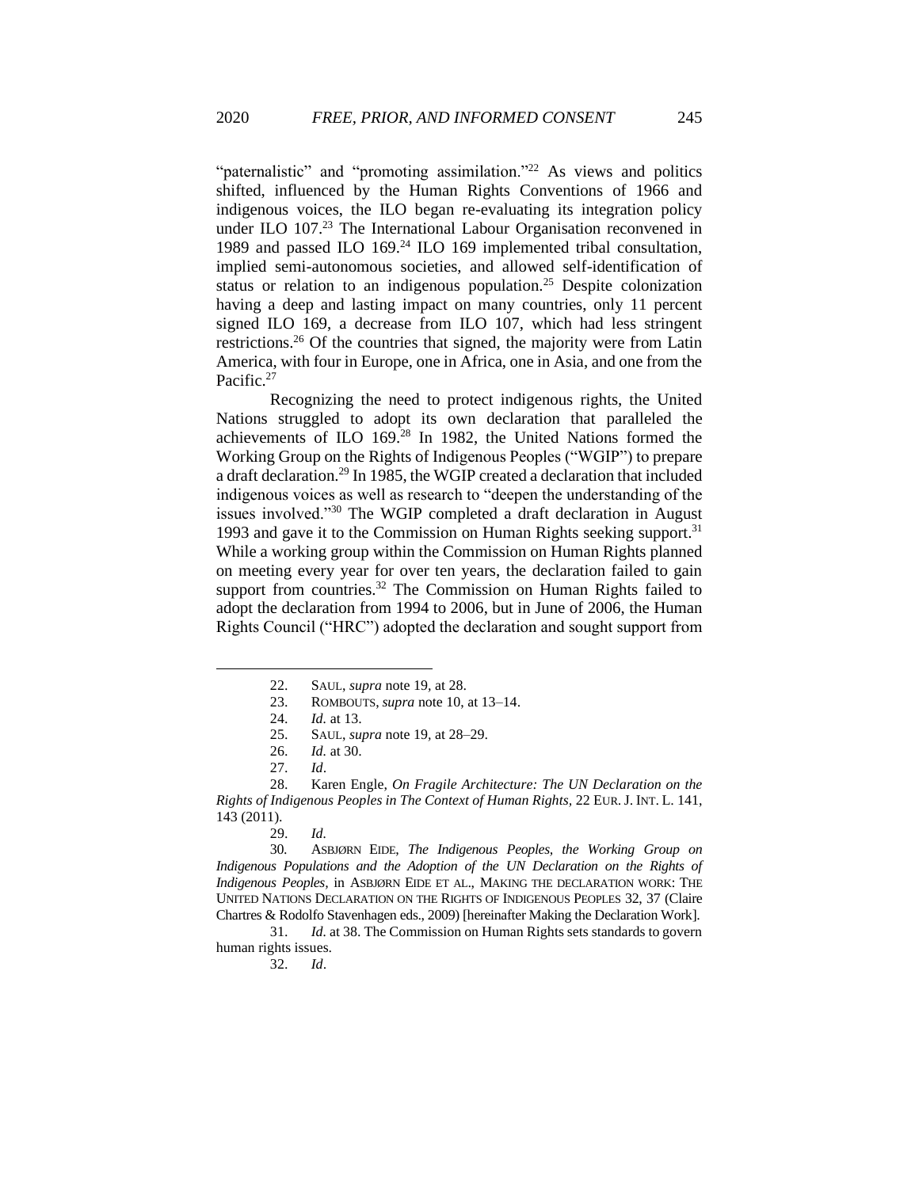"paternalistic" and "promoting assimilation."[22] As views and politics shifted, influenced by the Human Rights Conventions of 1966 and indigenous voices, the ILO began re-evaluating its integration policy under ILO 107.[23] The International Labour Organisation reconvened in 1989 and passed ILO 169.[24] ILO 169 implemented tribal consultation, implied semi-autonomous societies, and allowed self-identification of status or relation to an indigenous population.[25] Despite colonization having a deep and lasting impact on many countries, only 11 percent signed ILO 169, a decrease from ILO 107, which had less stringent restrictions.[26] Of the countries that signed, the majority were from Latin America, with four in Europe, one in Africa, one in Asia, and one from the Pacific.[27]

Recognizing the need to protect indigenous rights, the United Nations struggled to adopt its own declaration that paralleled the achievements of ILO 169.[28] In 1982, the United Nations formed the Working Group on the Rights of Indigenous Peoples ("WGIP") to prepare a draft declaration.[29] In 1985, the WGIP created a declaration that included indigenous voices as well as research to "deepen the understanding of the issues involved."[30] The WGIP completed a draft declaration in August 1993 and gave it to the Commission on Human Rights seeking support.[31] While a working group within the Commission on Human Rights planned on meeting every year for over ten years, the declaration failed to gain support from countries.[32] The Commission on Human Rights failed to adopt the declaration from 1994 to 2006, but in June of 2006, the Human Rights Council ("HRC") adopted the declaration and sought support from

---

22. SAUL, *supra* note 19, at 28.

23. ROMBOUTS, *supra* note 10, at 13–14.

24. *Id.* at 13.

25. SAUL, *supra* note 19, at 28–29.

26. *Id.* at 30.

27. *Id*.

28. Karen Engle, *On Fragile Architecture: The UN Declaration on the Rights of Indigenous Peoples in The Context of Human Rights*, 22 EUR. J. INT. L. 141, 143 (2011).

29. *Id*.

30. ASBJØRN EIDE, *The Indigenous Peoples, the Working Group on Indigenous Populations and the Adoption of the UN Declaration on the Rights of Indigenous Peoples*, in ASBJØRN EIDE ET AL., MAKING THE DECLARATION WORK: THE UNITED NATIONS DECLARATION ON THE RIGHTS OF INDIGENOUS PEOPLES 32, 37 (Claire Chartres & Rodolfo Stavenhagen eds., 2009) [hereinafter Making the Declaration Work].

31. *Id.* at 38. The Commission on Human Rights sets standards to govern human rights issues.

32. *Id*.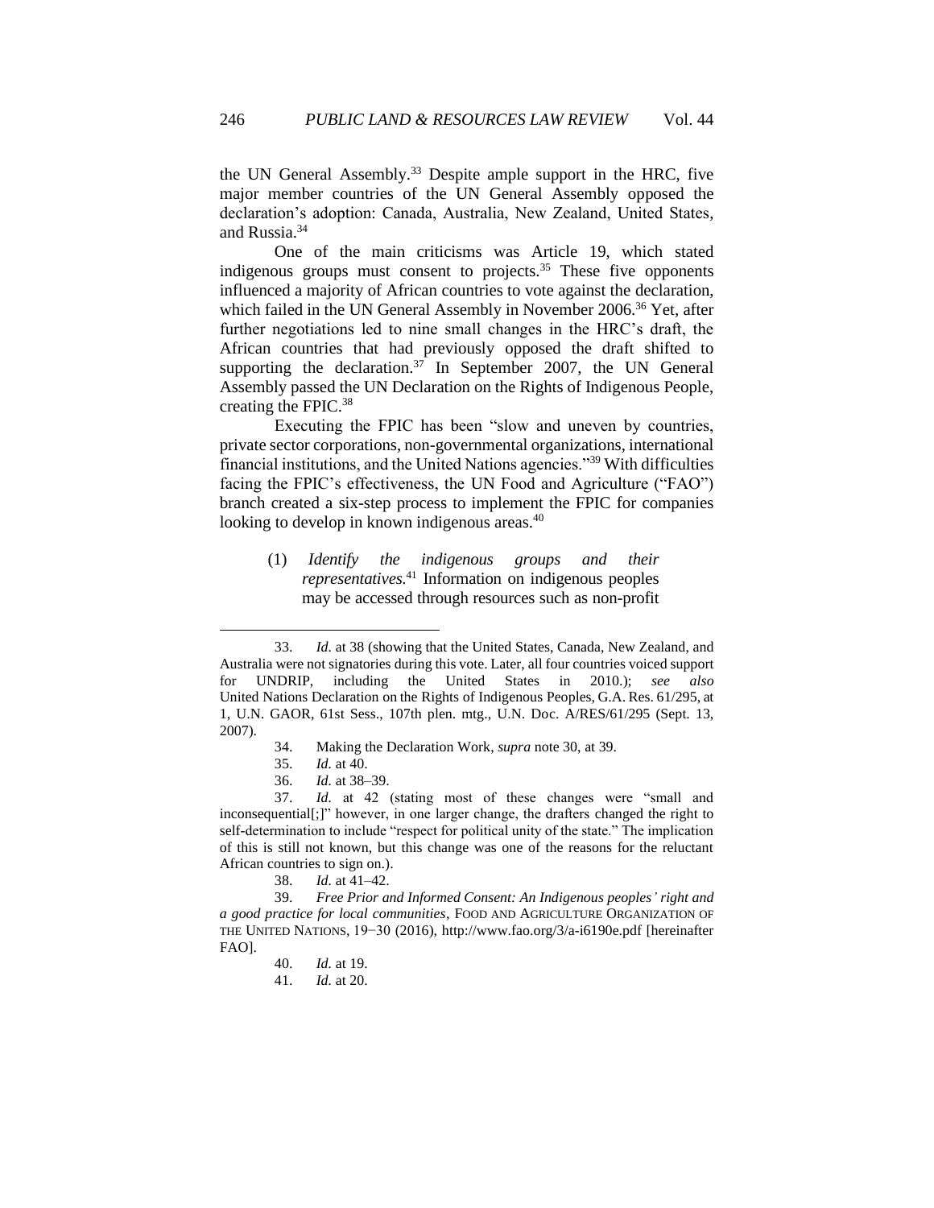the UN General Assembly.[33] Despite ample support in the HRC, five major member countries of the UN General Assembly opposed the declaration's adoption: Canada, Australia, New Zealand, United States, and Russia.[34]

One of the main criticisms was Article 19, which stated indigenous groups must consent to projects.[35] These five opponents influenced a majority of African countries to vote against the declaration, which failed in the UN General Assembly in November 2006.[36] Yet, after further negotiations led to nine small changes in the HRC's draft, the African countries that had previously opposed the draft shifted to supporting the declaration.[37] In September 2007, the UN General Assembly passed the UN Declaration on the Rights of Indigenous People, creating the FPIC.[38]

Executing the FPIC has been "slow and uneven by countries, private sector corporations, non-governmental organizations, international financial institutions, and the United Nations agencies."[39] With difficulties facing the FPIC's effectiveness, the UN Food and Agriculture ("FAO") branch created a six-step process to implement the FPIC for companies looking to develop in known indigenous areas.[40]

(1) *Identify the indigenous groups and their representatives.*[41] Information on indigenous peoples may be accessed through resources such as non-profit

---

33. *Id.* at 38 (showing that the United States, Canada, New Zealand, and Australia were not signatories during this vote. Later, all four countries voiced support for UNDRIP, including the United States in 2010.); *see also* United Nations Declaration on the Rights of Indigenous Peoples, G.A. Res. 61/295, at 1, U.N. GAOR, 61st Sess., 107th plen. mtg., U.N. Doc. A/RES/61/295 (Sept. 13, 2007).

34. Making the Declaration Work, *supra* note 30, at 39.

35. *Id.* at 40.

36. *Id.* at 38–39.

37. *Id.* at 42 (stating most of these changes were "small and inconsequential[;]" however, in one larger change, the drafters changed the right to self-determination to include "respect for political unity of the state." The implication of this is still not known, but this change was one of the reasons for the reluctant African countries to sign on.).

38. *Id.* at 41–42.

39. *Free Prior and Informed Consent: An Indigenous peoples' right and a good practice for local communities*, FOOD AND AGRICULTURE ORGANIZATION OF THE UNITED NATIONS, 19−30 (2016), http://www.fao.org/3/a-i6190e.pdf [hereinafter FAO].

40. *Id.* at 19.

41. *Id.* at 20.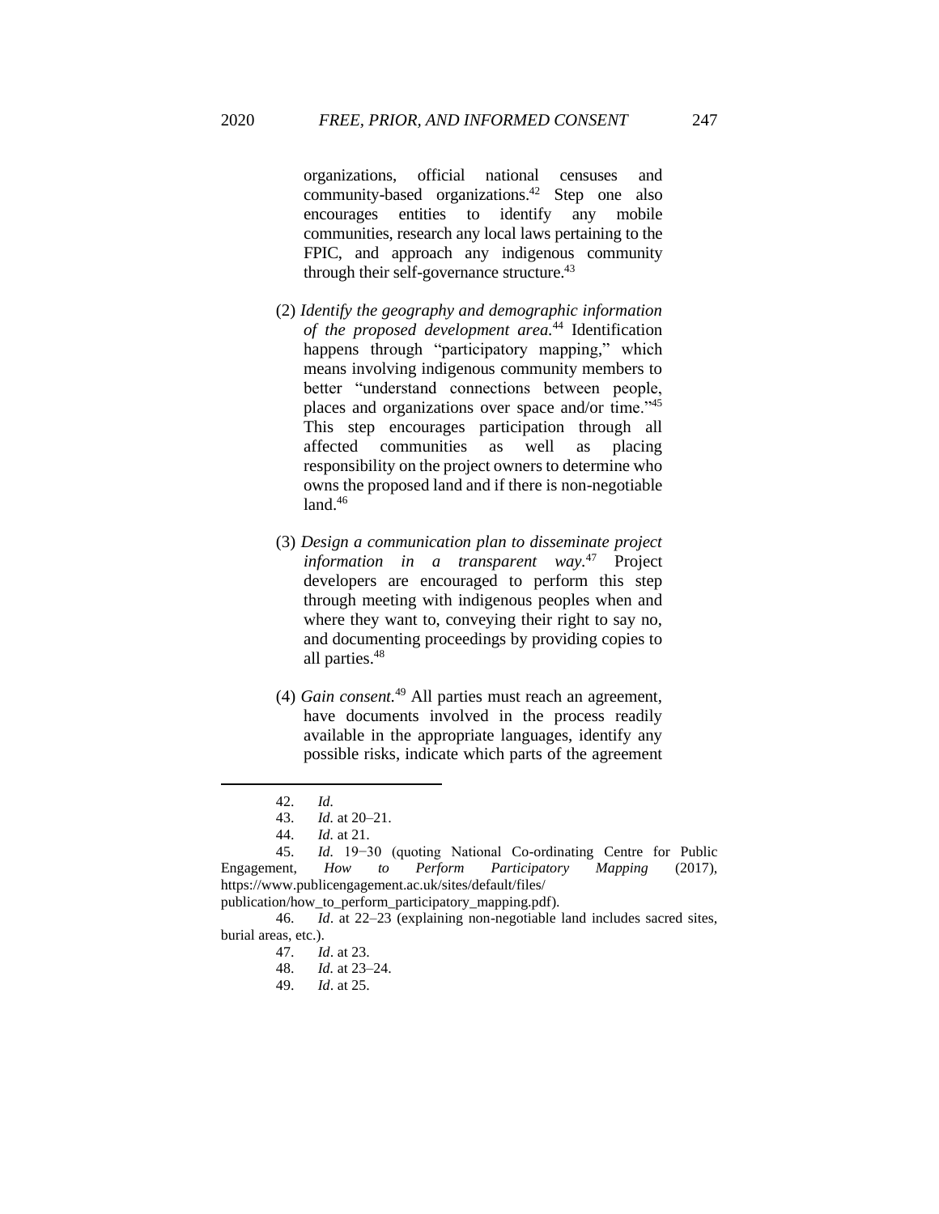organizations, official national censuses and community-based organizations.[42] Step one also encourages entities to identify any mobile communities, research any local laws pertaining to the FPIC, and approach any indigenous community through their self-governance structure.[43]

(2) *Identify the geography and demographic information of the proposed development area.*[44] Identification happens through "participatory mapping," which means involving indigenous community members to better "understand connections between people, places and organizations over space and/or time."[45] This step encourages participation through all affected communities as well as placing responsibility on the project owners to determine who owns the proposed land and if there is non-negotiable land.[46]

(3) *Design a communication plan to disseminate project information in a transparent way.*[47] Project developers are encouraged to perform this step through meeting with indigenous peoples when and where they want to, conveying their right to say no, and documenting proceedings by providing copies to all parties.[48]

(4) *Gain consent.*[49] All parties must reach an agreement, have documents involved in the process readily available in the appropriate languages, identify any possible risks, indicate which parts of the agreement

---

42. *Id.*

43. *Id.* at 20–21.

44. *Id.* at 21.

45. *Id.* 19−30 (quoting National Co-ordinating Centre for Public Engagement, *How to Perform Participatory Mapping* (2017), https://www.publicengagement.ac.uk/sites/default/files/publication/how_to_perform_participatory_mapping.pdf).

46. *Id*. at 22–23 (explaining non-negotiable land includes sacred sites, burial areas, etc.).

47. *Id*. at 23.

48. *Id.* at 23–24.

49. *Id*. at 25.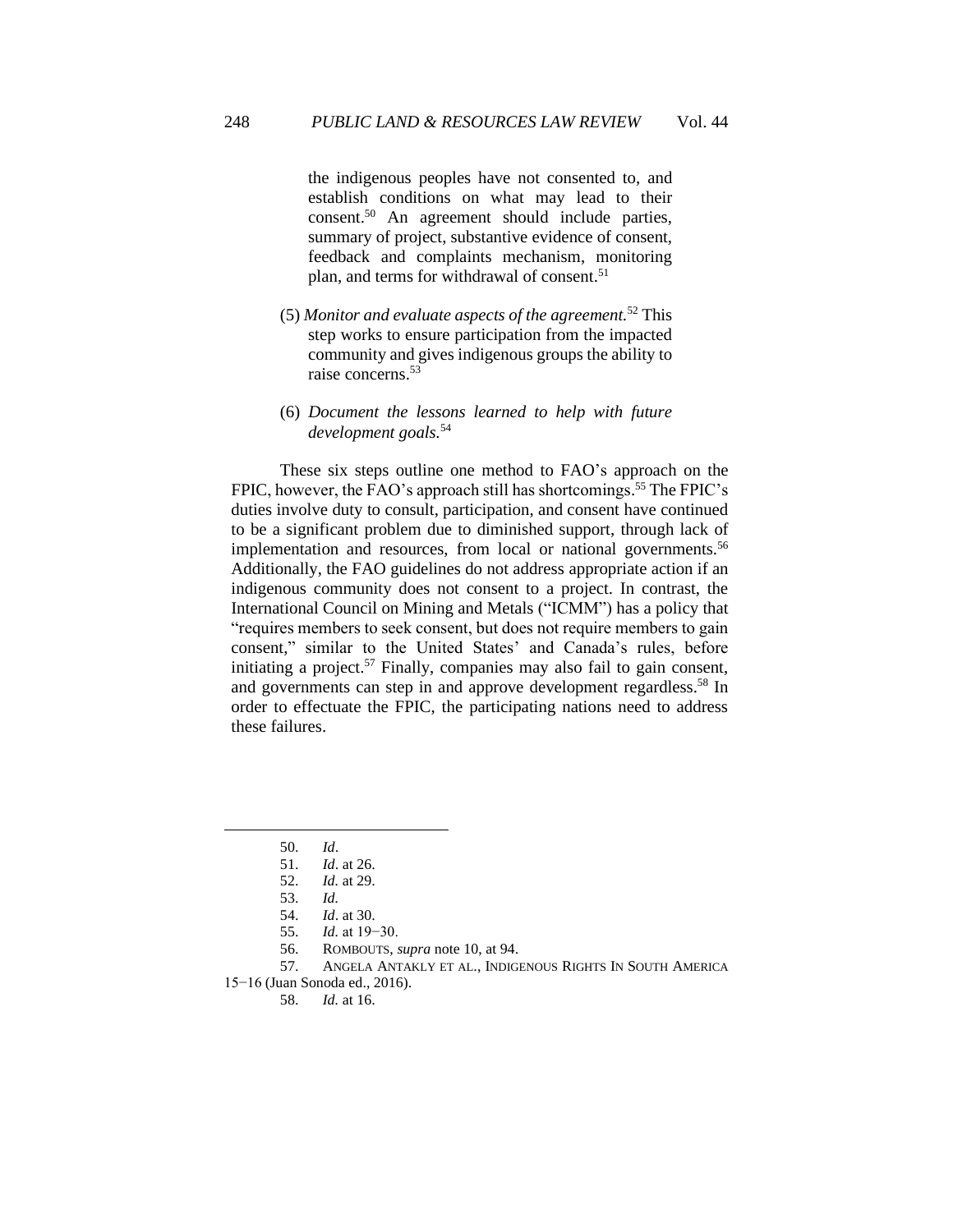the indigenous peoples have not consented to, and establish conditions on what may lead to their consent.[50] An agreement should include parties, summary of project, substantive evidence of consent, feedback and complaints mechanism, monitoring plan, and terms for withdrawal of consent.[51]

(5) *Monitor and evaluate aspects of the agreement.*[52] This step works to ensure participation from the impacted community and gives indigenous groups the ability to raise concerns.[53]

(6) *Document the lessons learned to help with future development goals.*[54]

These six steps outline one method to FAO's approach on the FPIC, however, the FAO's approach still has shortcomings.[55] The FPIC's duties involve duty to consult, participation, and consent have continued to be a significant problem due to diminished support, through lack of implementation and resources, from local or national governments.[56] Additionally, the FAO guidelines do not address appropriate action if an indigenous community does not consent to a project. In contrast, the International Council on Mining and Metals ("ICMM") has a policy that "requires members to seek consent, but does not require members to gain consent," similar to the United States' and Canada's rules, before initiating a project.[57] Finally, companies may also fail to gain consent, and governments can step in and approve development regardless.[58] In order to effectuate the FPIC, the participating nations need to address these failures.

---

50. *Id*.
51. *Id*. at 26.
52. *Id.* at 29.
53. *Id.*
54. *Id*. at 30.
55. *Id.* at 19−30.
56. ROMBOUTS, *supra* note 10, at 94.
57. ANGELA ANTAKLY ET AL., INDIGENOUS RIGHTS IN SOUTH AMERICA 15−16 (Juan Sonoda ed., 2016).
58. *Id.* at 16.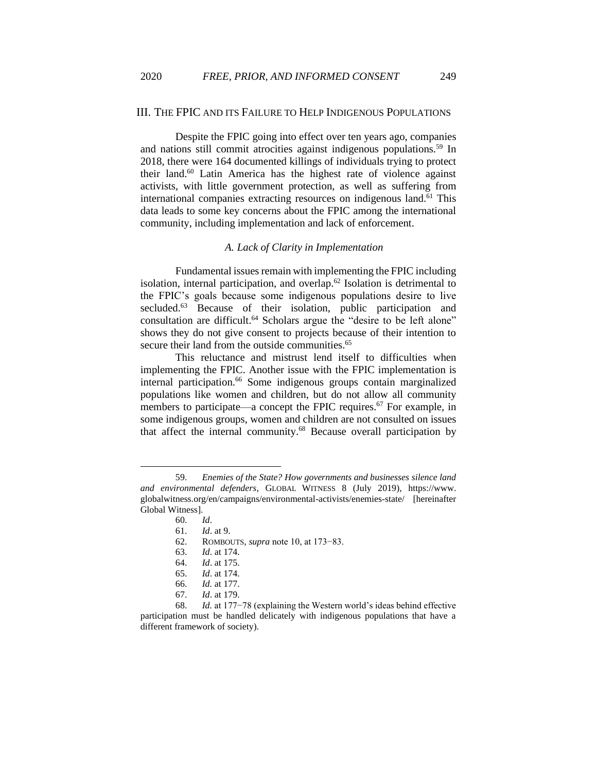## III. THE FPIC AND ITS FAILURE TO HELP INDIGENOUS POPULATIONS

Despite the FPIC going into effect over ten years ago, companies and nations still commit atrocities against indigenous populations.[59] In 2018, there were 164 documented killings of individuals trying to protect their land.[60] Latin America has the highest rate of violence against activists, with little government protection, as well as suffering from international companies extracting resources on indigenous land.[61] This data leads to some key concerns about the FPIC among the international community, including implementation and lack of enforcement.

### *A. Lack of Clarity in Implementation*

Fundamental issues remain with implementing the FPIC including isolation, internal participation, and overlap.[62] Isolation is detrimental to the FPIC's goals because some indigenous populations desire to live secluded.[63] Because of their isolation, public participation and consultation are difficult.[64] Scholars argue the "desire to be left alone" shows they do not give consent to projects because of their intention to secure their land from the outside communities.[65]

This reluctance and mistrust lend itself to difficulties when implementing the FPIC. Another issue with the FPIC implementation is internal participation.[66] Some indigenous groups contain marginalized populations like women and children, but do not allow all community members to participate—a concept the FPIC requires.[67] For example, in some indigenous groups, women and children are not consulted on issues that affect the internal community.[68] Because overall participation by

---

59. *Enemies of the State? How governments and businesses silence land and environmental defenders*, GLOBAL WITNESS 8 (July 2019), https://www.globalwitness.org/en/campaigns/environmental-activists/enemies-state/ [hereinafter Global Witness].

60. *Id*.

61. *Id*. at 9.

62. ROMBOUTS, *supra* note 10, at 173−83.

63. *Id*. at 174.

64. *Id*. at 175.

65. *Id*. at 174.

66. *Id.* at 177.

67. *Id*. at 179.

68. *Id.* at 177−78 (explaining the Western world's ideas behind effective participation must be handled delicately with indigenous populations that have a different framework of society).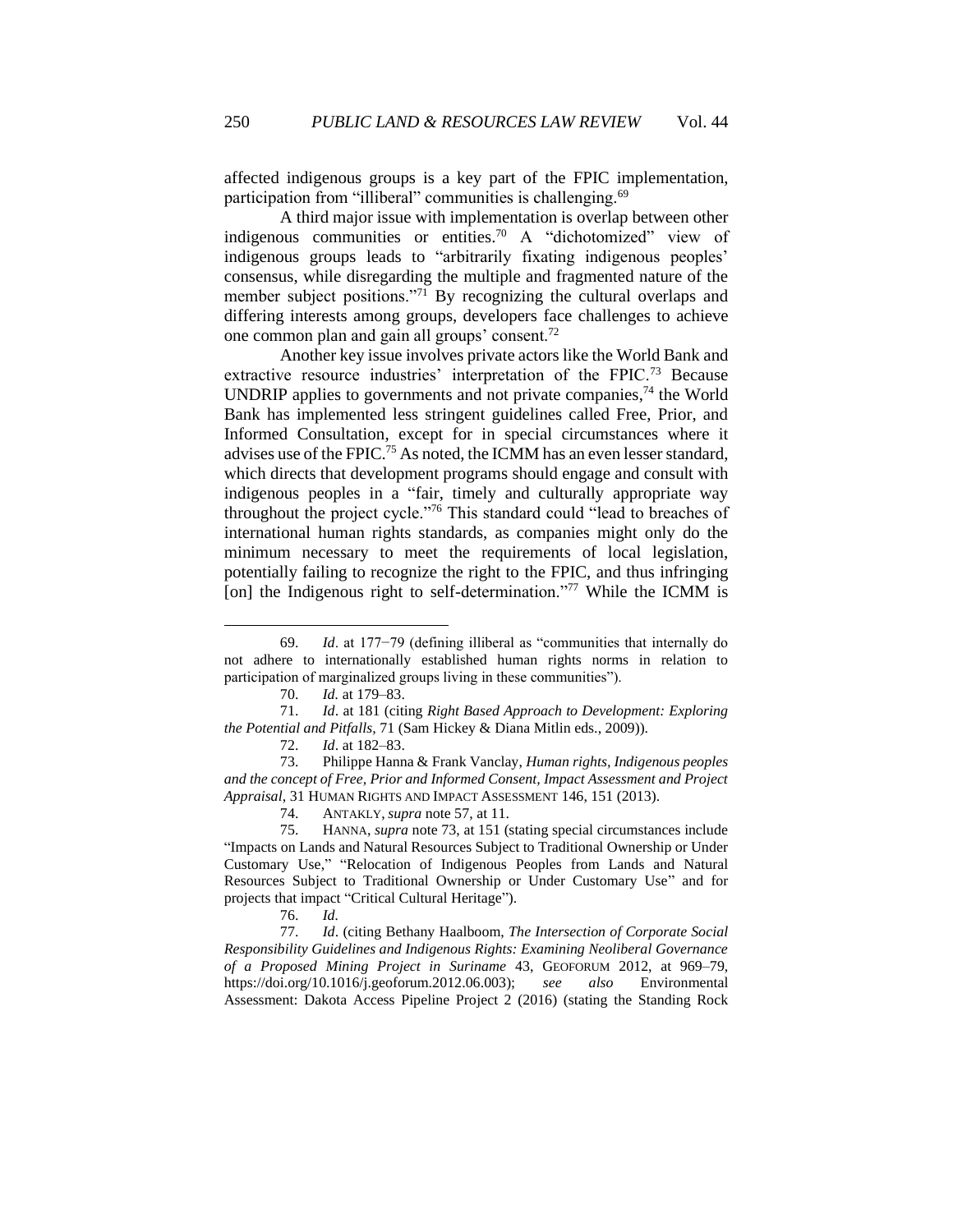affected indigenous groups is a key part of the FPIC implementation, participation from "illiberal" communities is challenging.[69]

A third major issue with implementation is overlap between other indigenous communities or entities.[70] A "dichotomized" view of indigenous groups leads to "arbitrarily fixating indigenous peoples' consensus, while disregarding the multiple and fragmented nature of the member subject positions."[71] By recognizing the cultural overlaps and differing interests among groups, developers face challenges to achieve one common plan and gain all groups' consent.[72]

Another key issue involves private actors like the World Bank and extractive resource industries' interpretation of the FPIC.[73] Because UNDRIP applies to governments and not private companies,[74] the World Bank has implemented less stringent guidelines called Free, Prior, and Informed Consultation, except for in special circumstances where it advises use of the FPIC.[75] As noted, the ICMM has an even lesser standard, which directs that development programs should engage and consult with indigenous peoples in a "fair, timely and culturally appropriate way throughout the project cycle."[76] This standard could "lead to breaches of international human rights standards, as companies might only do the minimum necessary to meet the requirements of local legislation, potentially failing to recognize the right to the FPIC, and thus infringing [on] the Indigenous right to self-determination."[77] While the ICMM is

---

69. *Id*. at 177−79 (defining illiberal as "communities that internally do not adhere to internationally established human rights norms in relation to participation of marginalized groups living in these communities").

70. *Id.* at 179–83.

71. *Id*. at 181 (citing *Right Based Approach to Development: Exploring the Potential and Pitfalls,* 71 (Sam Hickey & Diana Mitlin eds., 2009)).

72. *Id*. at 182–83.

73. Philippe Hanna & Frank Vanclay, *Human rights, Indigenous peoples and the concept of Free, Prior and Informed Consent, Impact Assessment and Project Appraisal*, 31 HUMAN RIGHTS AND IMPACT ASSESSMENT 146, 151 (2013).

74. ANTAKLY, *supra* note 57, at 11.

75. HANNA, *supra* note 73, at 151 (stating special circumstances include "Impacts on Lands and Natural Resources Subject to Traditional Ownership or Under Customary Use," "Relocation of Indigenous Peoples from Lands and Natural Resources Subject to Traditional Ownership or Under Customary Use" and for projects that impact "Critical Cultural Heritage").

76. *Id.*

77. *Id*. (citing Bethany Haalboom, *The Intersection of Corporate Social Responsibility Guidelines and Indigenous Rights: Examining Neoliberal Governance of a Proposed Mining Project in Suriname* 43, GEOFORUM 2012, at 969–79, https://doi.org/10.1016/j.geoforum.2012.06.003); *see also* Environmental Assessment: Dakota Access Pipeline Project 2 (2016) (stating the Standing Rock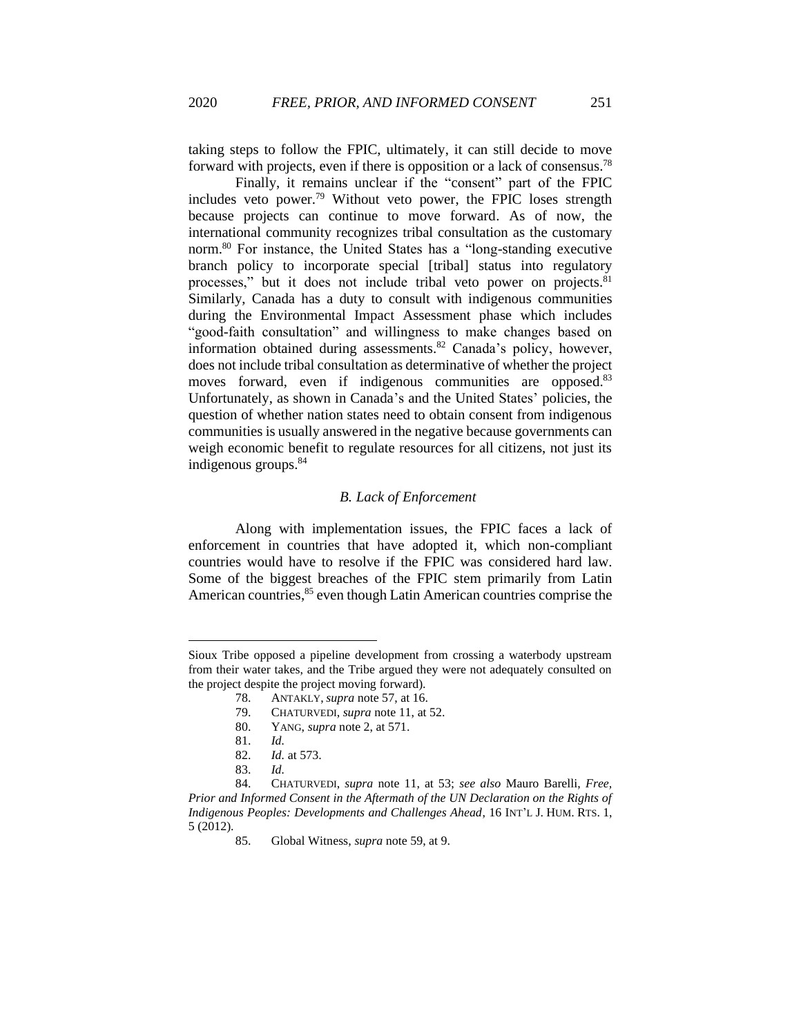taking steps to follow the FPIC, ultimately, it can still decide to move forward with projects, even if there is opposition or a lack of consensus.[78]

Finally, it remains unclear if the "consent" part of the FPIC includes veto power.[79] Without veto power, the FPIC loses strength because projects can continue to move forward. As of now, the international community recognizes tribal consultation as the customary norm.[80] For instance, the United States has a "long-standing executive branch policy to incorporate special [tribal] status into regulatory processes," but it does not include tribal veto power on projects.[81] Similarly, Canada has a duty to consult with indigenous communities during the Environmental Impact Assessment phase which includes "good-faith consultation" and willingness to make changes based on information obtained during assessments.[82] Canada's policy, however, does not include tribal consultation as determinative of whether the project moves forward, even if indigenous communities are opposed.[83] Unfortunately, as shown in Canada's and the United States' policies, the question of whether nation states need to obtain consent from indigenous communities is usually answered in the negative because governments can weigh economic benefit to regulate resources for all citizens, not just its indigenous groups.[84]

### *B. Lack of Enforcement*

Along with implementation issues, the FPIC faces a lack of enforcement in countries that have adopted it, which non-compliant countries would have to resolve if the FPIC was considered hard law. Some of the biggest breaches of the FPIC stem primarily from Latin American countries,[85] even though Latin American countries comprise the

---

Sioux Tribe opposed a pipeline development from crossing a waterbody upstream from their water takes, and the Tribe argued they were not adequately consulted on the project despite the project moving forward).

78. ANTAKLY, *supra* note 57, at 16.

79. CHATURVEDI, *supra* note 11, at 52.

80. YANG, *supra* note 2, at 571.

81. *Id.*

82. *Id.* at 573.

83. *Id.*

84. CHATURVEDI, *supra* note 11, at 53; *see also* Mauro Barelli, *Free, Prior and Informed Consent in the Aftermath of the UN Declaration on the Rights of Indigenous Peoples: Developments and Challenges Ahead*, 16 INT'L J. HUM. RTS. 1, 5 (2012).

85. Global Witness, *supra* note 59, at 9.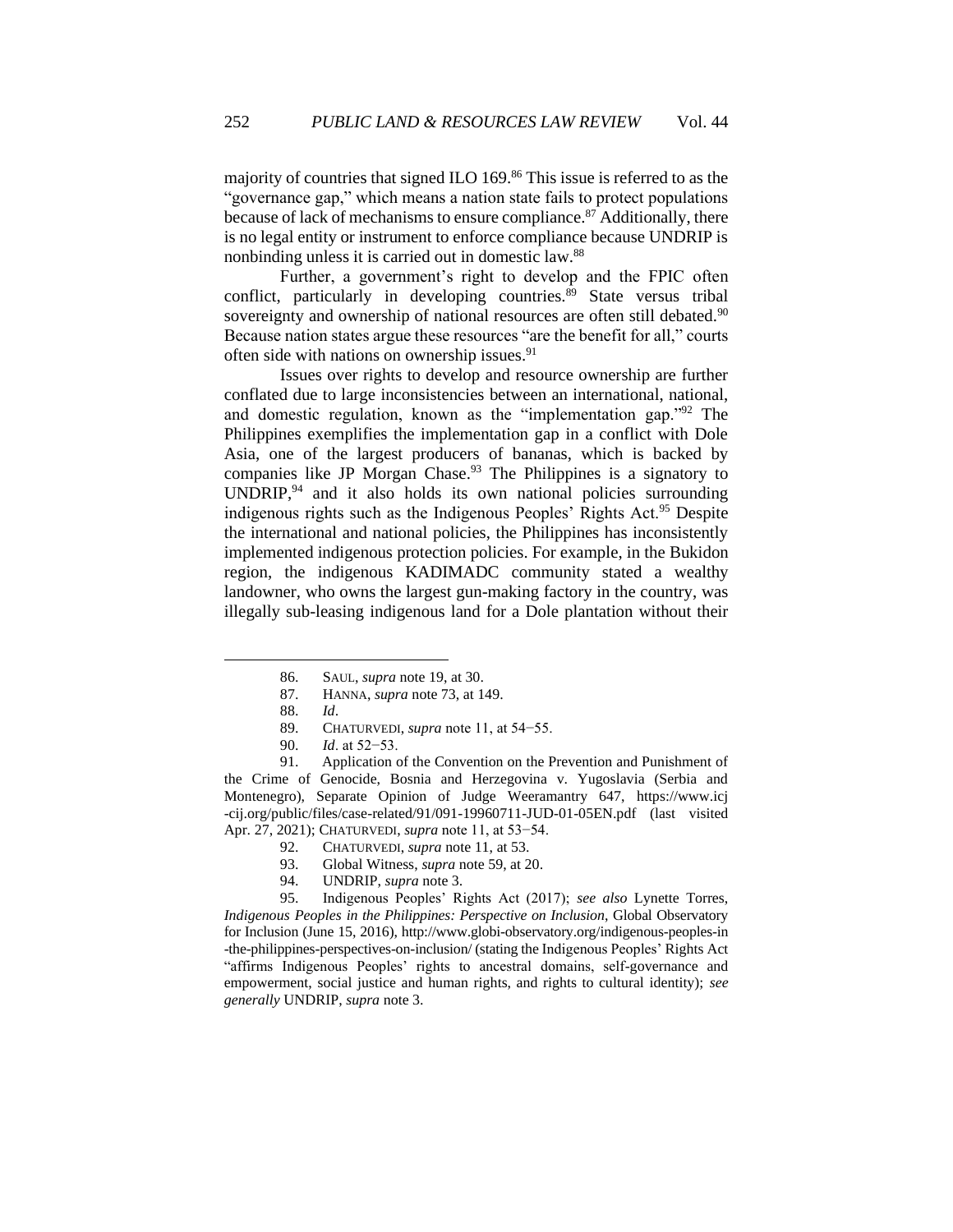majority of countries that signed ILO 169.[86] This issue is referred to as the "governance gap," which means a nation state fails to protect populations because of lack of mechanisms to ensure compliance.[87] Additionally, there is no legal entity or instrument to enforce compliance because UNDRIP is nonbinding unless it is carried out in domestic law.[88]

Further, a government's right to develop and the FPIC often conflict, particularly in developing countries.[89] State versus tribal sovereignty and ownership of national resources are often still debated.[90] Because nation states argue these resources "are the benefit for all," courts often side with nations on ownership issues.[91]

Issues over rights to develop and resource ownership are further conflated due to large inconsistencies between an international, national, and domestic regulation, known as the "implementation gap."[92] The Philippines exemplifies the implementation gap in a conflict with Dole Asia, one of the largest producers of bananas, which is backed by companies like JP Morgan Chase.[93] The Philippines is a signatory to UNDRIP,[94] and it also holds its own national policies surrounding indigenous rights such as the Indigenous Peoples' Rights Act.[95] Despite the international and national policies, the Philippines has inconsistently implemented indigenous protection policies. For example, in the Bukidon region, the indigenous KADIMADC community stated a wealthy landowner, who owns the largest gun-making factory in the country, was illegally sub-leasing indigenous land for a Dole plantation without their

---

86. SAUL, *supra* note 19, at 30.

87. HANNA, *supra* note 73, at 149.

88. *Id*.

89. CHATURVEDI, *supra* note 11, at 54−55.

90. *Id*. at 52−53.

91. Application of the Convention on the Prevention and Punishment of the Crime of Genocide, Bosnia and Herzegovina v. Yugoslavia (Serbia and Montenegro), Separate Opinion of Judge Weeramantry 647, https://www.icj-cij.org/public/files/case-related/91/091-19960711-JUD-01-05EN.pdf (last visited Apr. 27, 2021); CHATURVEDI, *supra* note 11, at 53−54.

92. CHATURVEDI, *supra* note 11, at 53.

93. Global Witness, *supra* note 59, at 20.

94. UNDRIP, *supra* note 3.

95. Indigenous Peoples' Rights Act (2017); *see also* Lynette Torres, *Indigenous Peoples in the Philippines: Perspective on Inclusion*, Global Observatory for Inclusion (June 15, 2016), http://www.globi-observatory.org/indigenous-peoples-in-the-philippines-perspectives-on-inclusion/ (stating the Indigenous Peoples' Rights Act "affirms Indigenous Peoples' rights to ancestral domains, self-governance and empowerment, social justice and human rights, and rights to cultural identity); *see generally* UNDRIP, *supra* note 3.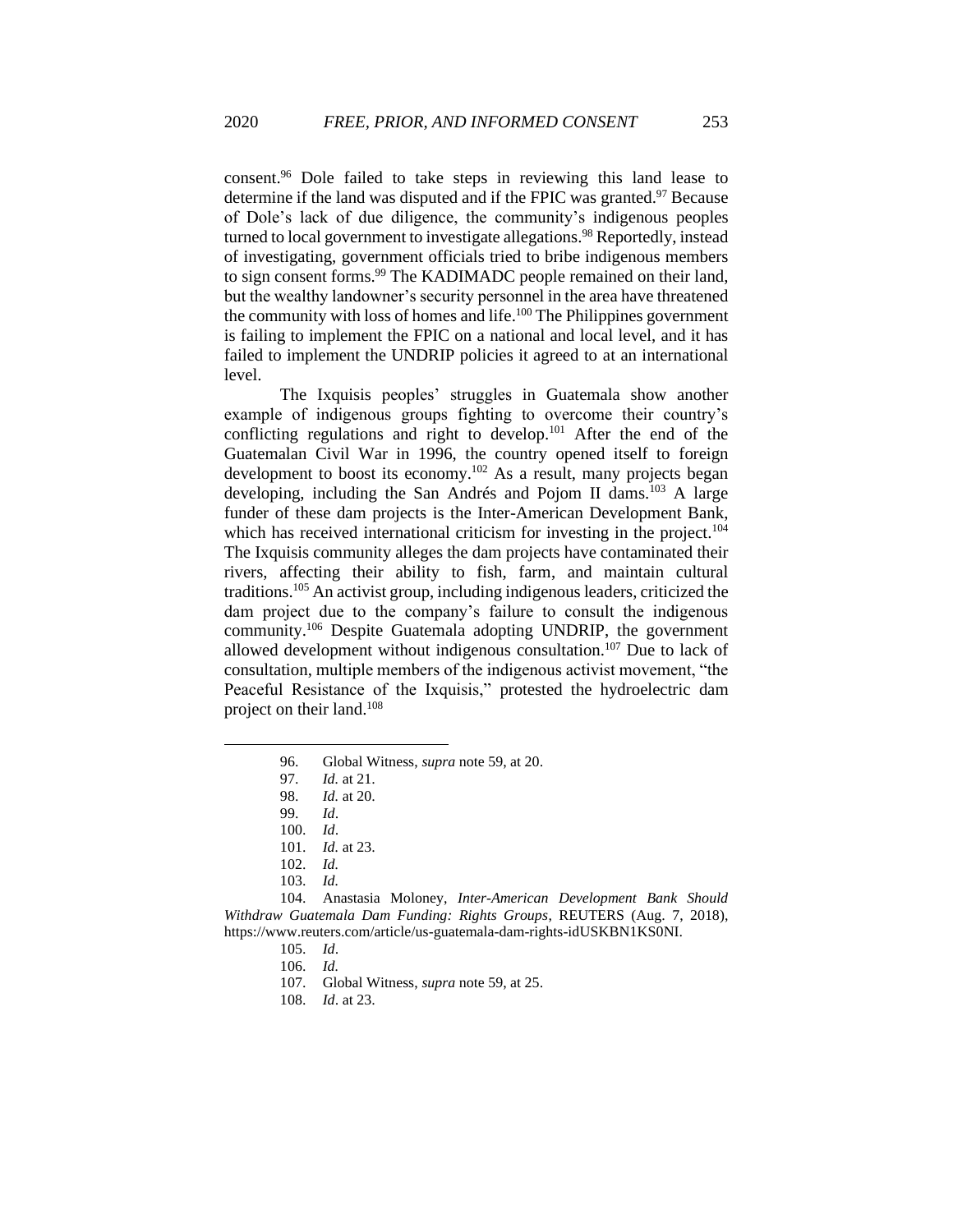consent.[96] Dole failed to take steps in reviewing this land lease to determine if the land was disputed and if the FPIC was granted.[97] Because of Dole's lack of due diligence, the community's indigenous peoples turned to local government to investigate allegations.[98] Reportedly, instead of investigating, government officials tried to bribe indigenous members to sign consent forms.[99] The KADIMADC people remained on their land, but the wealthy landowner's security personnel in the area have threatened the community with loss of homes and life.[100] The Philippines government is failing to implement the FPIC on a national and local level, and it has failed to implement the UNDRIP policies it agreed to at an international level.

The Ixquisis peoples' struggles in Guatemala show another example of indigenous groups fighting to overcome their country's conflicting regulations and right to develop.[101] After the end of the Guatemalan Civil War in 1996, the country opened itself to foreign development to boost its economy.[102] As a result, many projects began developing, including the San Andrés and Pojom II dams.[103] A large funder of these dam projects is the Inter-American Development Bank, which has received international criticism for investing in the project.[104] The Ixquisis community alleges the dam projects have contaminated their rivers, affecting their ability to fish, farm, and maintain cultural traditions.[105] An activist group, including indigenous leaders, criticized the dam project due to the company's failure to consult the indigenous community.[106] Despite Guatemala adopting UNDRIP, the government allowed development without indigenous consultation.[107] Due to lack of consultation, multiple members of the indigenous activist movement, "the Peaceful Resistance of the Ixquisis," protested the hydroelectric dam project on their land.[108]

---

96. Global Witness, *supra* note 59, at 20.
97. *Id.* at 21.
98. *Id.* at 20.
99. *Id*.
100. *Id*.
101. *Id.* at 23.
102. *Id.*
103. *Id.*
104. Anastasia Moloney, *Inter-American Development Bank Should Withdraw Guatemala Dam Funding: Rights Groups*, REUTERS (Aug. 7, 2018), https://www.reuters.com/article/us-guatemala-dam-rights-idUSKBN1KS0NI.
105. *Id*.
106. *Id.*
107. Global Witness, *supra* note 59, at 25.
108. *Id*. at 23.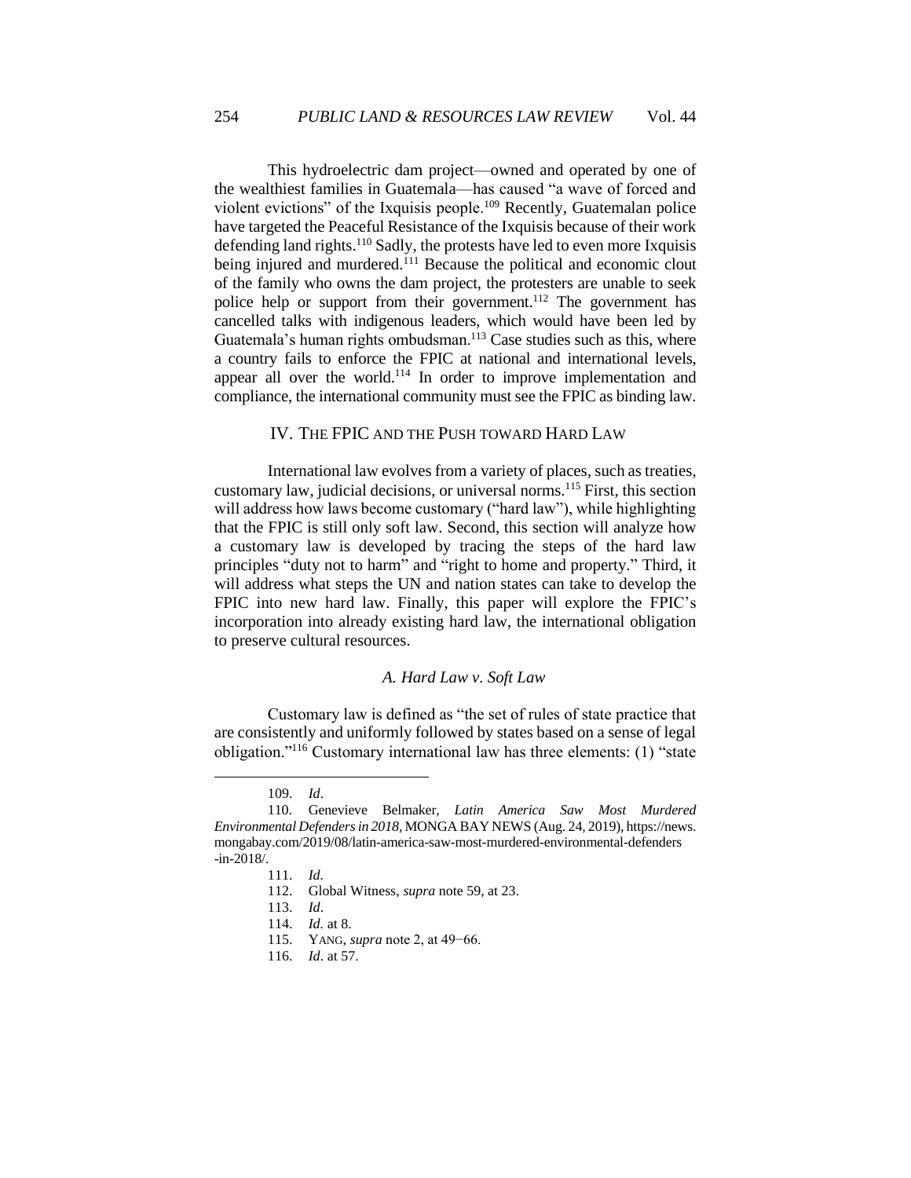This hydroelectric dam project—owned and operated by one of the wealthiest families in Guatemala—has caused "a wave of forced and violent evictions" of the Ixquisis people.[109] Recently, Guatemalan police have targeted the Peaceful Resistance of the Ixquisis because of their work defending land rights.[110] Sadly, the protests have led to even more Ixquisis being injured and murdered.[111] Because the political and economic clout of the family who owns the dam project, the protesters are unable to seek police help or support from their government.[112] The government has cancelled talks with indigenous leaders, which would have been led by Guatemala's human rights ombudsman.[113] Case studies such as this, where a country fails to enforce the FPIC at national and international levels, appear all over the world.[114] In order to improve implementation and compliance, the international community must see the FPIC as binding law.

## IV. THE FPIC AND THE PUSH TOWARD HARD LAW

International law evolves from a variety of places, such as treaties, customary law, judicial decisions, or universal norms.[115] First, this section will address how laws become customary ("hard law"), while highlighting that the FPIC is still only soft law. Second, this section will analyze how a customary law is developed by tracing the steps of the hard law principles "duty not to harm" and "right to home and property." Third, it will address what steps the UN and nation states can take to develop the FPIC into new hard law. Finally, this paper will explore the FPIC's incorporation into already existing hard law, the international obligation to preserve cultural resources.

### *A. Hard Law v. Soft Law*

Customary law is defined as "the set of rules of state practice that are consistently and uniformly followed by states based on a sense of legal obligation."[116] Customary international law has three elements: (1) "state

---

109. *Id*.

110. Genevieve Belmaker, *Latin America Saw Most Murdered Environmental Defenders in 2018*, MONGA BAY NEWS (Aug. 24, 2019), https://news.mongabay.com/2019/08/latin-america-saw-most-murdered-environmental-defenders-in-2018/.

111. *Id.*

112. Global Witness, *supra* note 59, at 23.

113. *Id*.

114. *Id.* at 8.

115. YANG, *supra* note 2, at 49−66.

116. *Id*. at 57.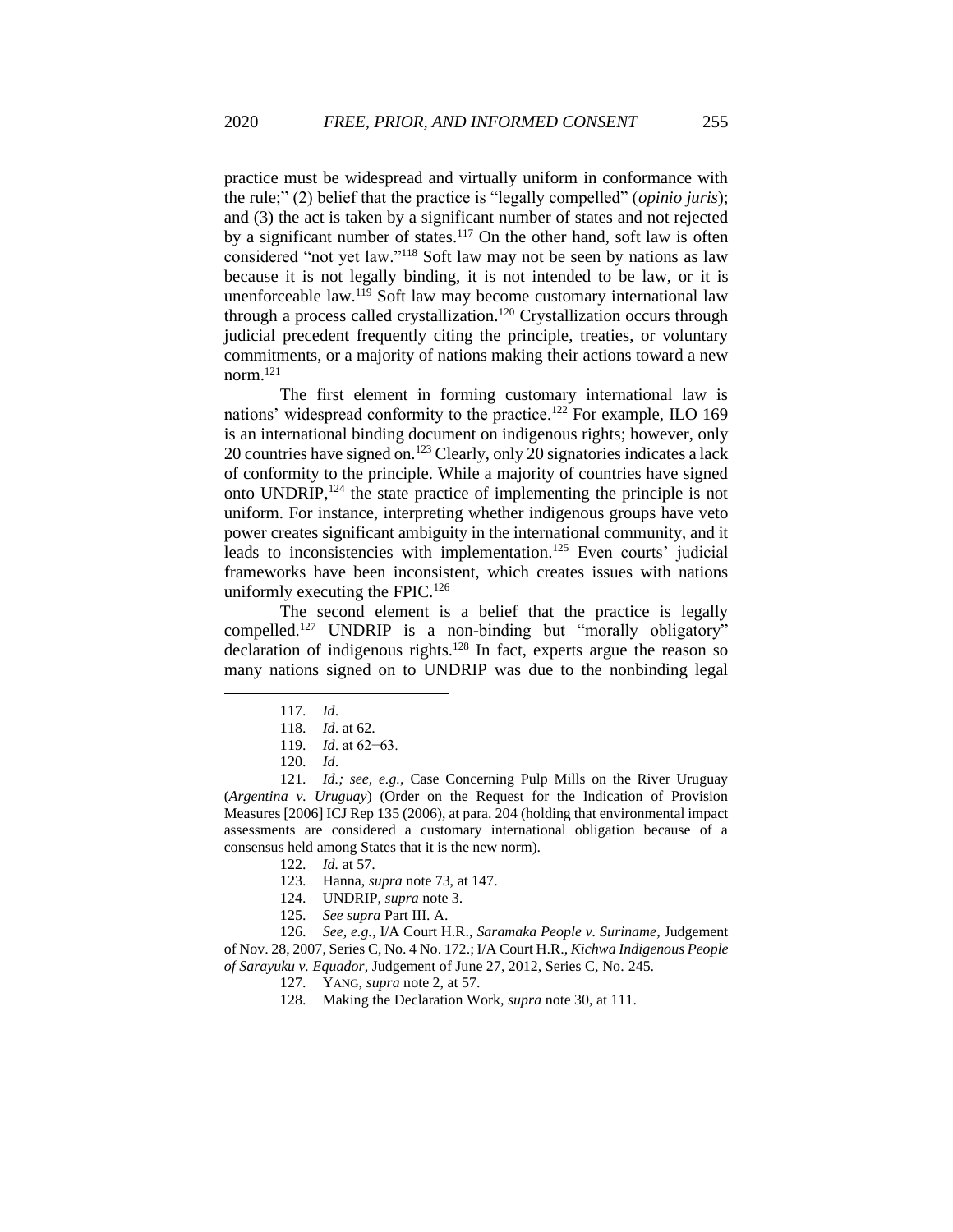practice must be widespread and virtually uniform in conformance with the rule;" (2) belief that the practice is "legally compelled" (*opinio juris*); and (3) the act is taken by a significant number of states and not rejected by a significant number of states.[117] On the other hand, soft law is often considered "not yet law."[118] Soft law may not be seen by nations as law because it is not legally binding, it is not intended to be law, or it is unenforceable law.[119] Soft law may become customary international law through a process called crystallization.[120] Crystallization occurs through judicial precedent frequently citing the principle, treaties, or voluntary commitments, or a majority of nations making their actions toward a new norm.[121]

The first element in forming customary international law is nations' widespread conformity to the practice.[122] For example, ILO 169 is an international binding document on indigenous rights; however, only 20 countries have signed on.[123] Clearly, only 20 signatories indicates a lack of conformity to the principle. While a majority of countries have signed onto UNDRIP,[124] the state practice of implementing the principle is not uniform. For instance, interpreting whether indigenous groups have veto power creates significant ambiguity in the international community, and it leads to inconsistencies with implementation.[125] Even courts' judicial frameworks have been inconsistent, which creates issues with nations uniformly executing the FPIC.[126]

The second element is a belief that the practice is legally compelled.[127] UNDRIP is a non-binding but "morally obligatory" declaration of indigenous rights.[128] In fact, experts argue the reason so many nations signed on to UNDRIP was due to the nonbinding legal

---

117. *Id*.

118. *Id*. at 62.

119. *Id*. at 62−63.

120. *Id*.

121. *Id.; see, e.g.,* Case Concerning Pulp Mills on the River Uruguay (*Argentina v. Uruguay*) (Order on the Request for the Indication of Provision Measures [2006] ICJ Rep 135 (2006), at para. 204 (holding that environmental impact assessments are considered a customary international obligation because of a consensus held among States that it is the new norm).

122. *Id.* at 57.

123. Hanna, *supra* note 73, at 147.

124. UNDRIP, *supra* note 3.

125. *See supra* Part III. A.

126. *See, e.g.*, I/A Court H.R., *Saramaka People v. Suriname,* Judgement of Nov. 28, 2007, Series C, No. 4 No. 172.; I/A Court H.R., *Kichwa Indigenous People of Sarayuku v. Equador*, Judgement of June 27, 2012, Series C, No. 245.

127. YANG, *supra* note 2, at 57.

128. Making the Declaration Work, *supra* note 30, at 111.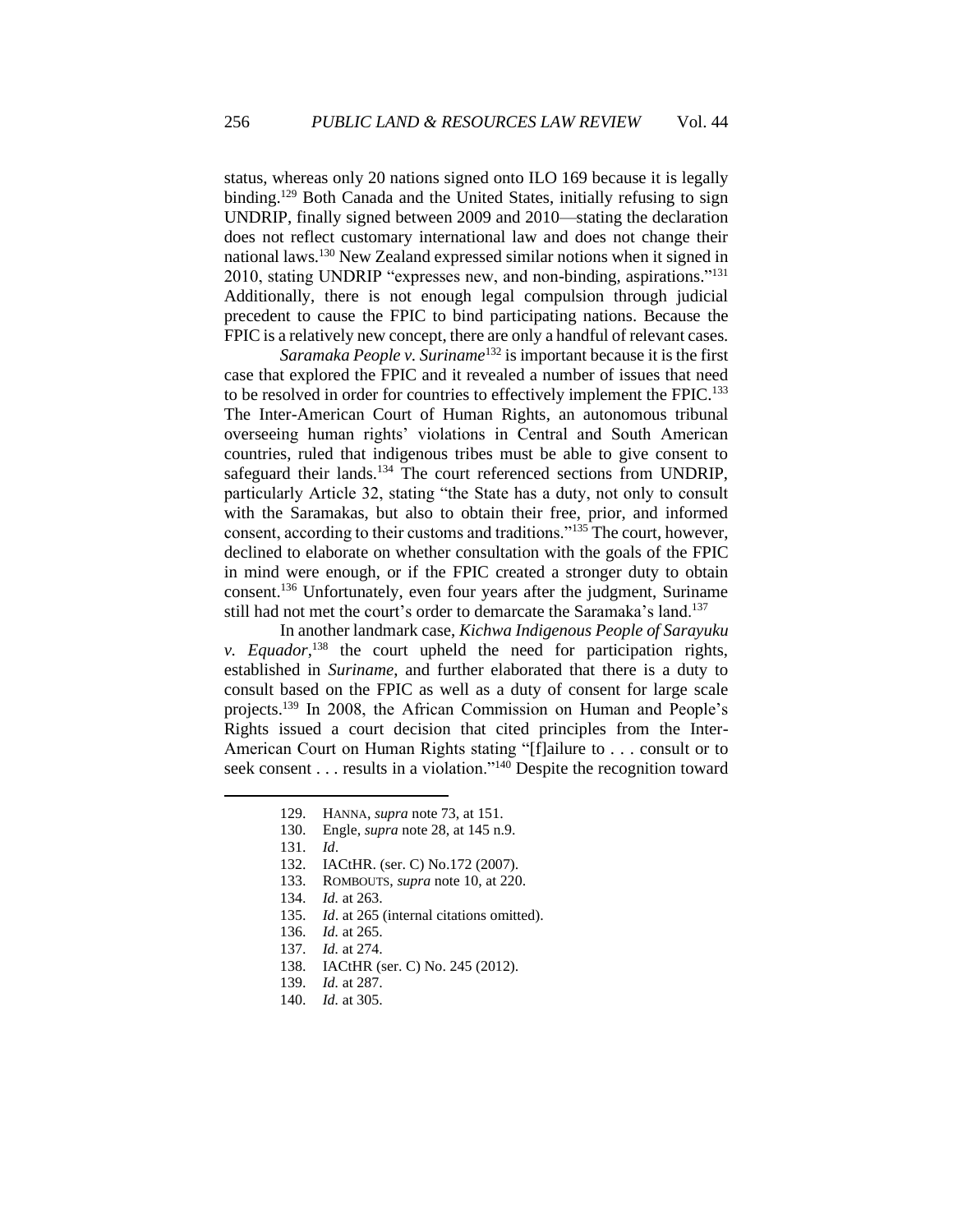status, whereas only 20 nations signed onto ILO 169 because it is legally binding.[129] Both Canada and the United States, initially refusing to sign UNDRIP, finally signed between 2009 and 2010—stating the declaration does not reflect customary international law and does not change their national laws.[130] New Zealand expressed similar notions when it signed in 2010, stating UNDRIP "expresses new, and non-binding, aspirations."[131] Additionally, there is not enough legal compulsion through judicial precedent to cause the FPIC to bind participating nations. Because the FPIC is a relatively new concept, there are only a handful of relevant cases.

*Saramaka People v. Suriname*[132] is important because it is the first case that explored the FPIC and it revealed a number of issues that need to be resolved in order for countries to effectively implement the FPIC.[133] The Inter-American Court of Human Rights, an autonomous tribunal overseeing human rights' violations in Central and South American countries, ruled that indigenous tribes must be able to give consent to safeguard their lands.[134] The court referenced sections from UNDRIP, particularly Article 32, stating "the State has a duty, not only to consult with the Saramakas, but also to obtain their free, prior, and informed consent, according to their customs and traditions."[135] The court, however, declined to elaborate on whether consultation with the goals of the FPIC in mind were enough, or if the FPIC created a stronger duty to obtain consent.[136] Unfortunately, even four years after the judgment, Suriname still had not met the court's order to demarcate the Saramaka's land.[137]

In another landmark case, *Kichwa Indigenous People of Sarayuku v. Equador*,[138] the court upheld the need for participation rights, established in *Suriname*, and further elaborated that there is a duty to consult based on the FPIC as well as a duty of consent for large scale projects.[139] In 2008, the African Commission on Human and People's Rights issued a court decision that cited principles from the Inter-American Court on Human Rights stating "[f]ailure to . . . consult or to seek consent . . . results in a violation."[140] Despite the recognition toward

---

129. HANNA, *supra* note 73, at 151.
130. Engle, *supra* note 28, at 145 n.9.
131. *Id*.
132. IACtHR. (ser. C) No.172 (2007).
133. ROMBOUTS, *supra* note 10, at 220.
134. *Id.* at 263.
135. *Id*. at 265 (internal citations omitted).
136. *Id.* at 265.
137. *Id.* at 274.
138. IACtHR (ser. C) No. 245 (2012).
139. *Id.* at 287.
140. *Id.* at 305.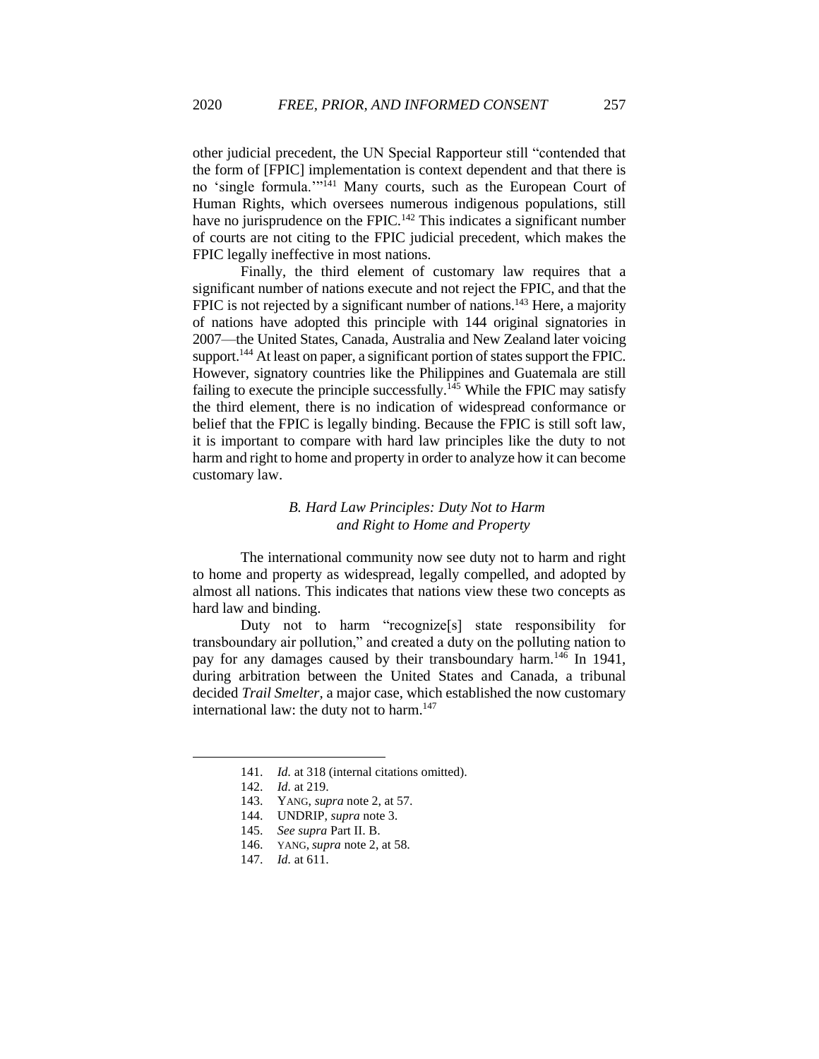other judicial precedent, the UN Special Rapporteur still "contended that the form of [FPIC] implementation is context dependent and that there is no 'single formula.'"[141] Many courts, such as the European Court of Human Rights, which oversees numerous indigenous populations, still have no jurisprudence on the FPIC.[142] This indicates a significant number of courts are not citing to the FPIC judicial precedent, which makes the FPIC legally ineffective in most nations.

Finally, the third element of customary law requires that a significant number of nations execute and not reject the FPIC, and that the FPIC is not rejected by a significant number of nations.[143] Here, a majority of nations have adopted this principle with 144 original signatories in 2007—the United States, Canada, Australia and New Zealand later voicing support.[144] At least on paper, a significant portion of states support the FPIC. However, signatory countries like the Philippines and Guatemala are still failing to execute the principle successfully.[145] While the FPIC may satisfy the third element, there is no indication of widespread conformance or belief that the FPIC is legally binding. Because the FPIC is still soft law, it is important to compare with hard law principles like the duty to not harm and right to home and property in order to analyze how it can become customary law.

### *B. Hard Law Principles: Duty Not to Harm and Right to Home and Property*

The international community now see duty not to harm and right to home and property as widespread, legally compelled, and adopted by almost all nations. This indicates that nations view these two concepts as hard law and binding.

Duty not to harm "recognize[s] state responsibility for transboundary air pollution," and created a duty on the polluting nation to pay for any damages caused by their transboundary harm.[146] In 1941, during arbitration between the United States and Canada, a tribunal decided *Trail Smelter*, a major case, which established the now customary international law: the duty not to harm.[147]

---

141. *Id.* at 318 (internal citations omitted).
142. *Id.* at 219.
143. YANG, *supra* note 2, at 57.
144. UNDRIP, *supra* note 3.
145. *See supra* Part II. B.
146. YANG, *supra* note 2, at 58.
147. *Id.* at 611.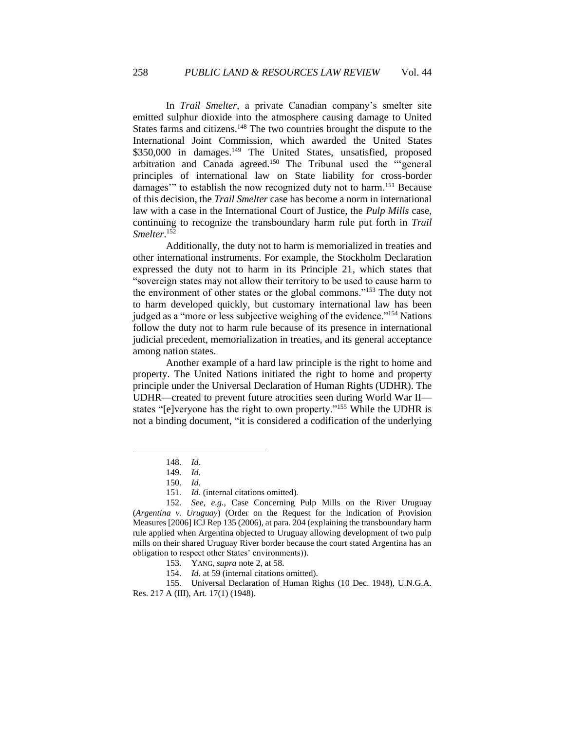In *Trail Smelter*, a private Canadian company's smelter site emitted sulphur dioxide into the atmosphere causing damage to United States farms and citizens.[148] The two countries brought the dispute to the International Joint Commission, which awarded the United States $350,000 in damages.[149] The United States, unsatisfied, proposed arbitration and Canada agreed.[150] The Tribunal used the "'general principles of international law on State liability for cross-border damages'" to establish the now recognized duty not to harm.[151] Because of this decision, the *Trail Smelter* case has become a norm in international law with a case in the International Court of Justice, the *Pulp Mills* case, continuing to recognize the transboundary harm rule put forth in *Trail Smelter*.[152]

Additionally, the duty not to harm is memorialized in treaties and other international instruments. For example, the Stockholm Declaration expressed the duty not to harm in its Principle 21, which states that "sovereign states may not allow their territory to be used to cause harm to the environment of other states or the global commons."[153] The duty not to harm developed quickly, but customary international law has been judged as a "more or less subjective weighing of the evidence."[154] Nations follow the duty not to harm rule because of its presence in international judicial precedent, memorialization in treaties, and its general acceptance among nation states.

Another example of a hard law principle is the right to home and property. The United Nations initiated the right to home and property principle under the Universal Declaration of Human Rights (UDHR). The UDHR—created to prevent future atrocities seen during World War II—states "[e]veryone has the right to own property."[155] While the UDHR is not a binding document, "it is considered a codification of the underlying

---

148. *Id*.

149. *Id.*

150. *Id.*

151. *Id*. (internal citations omitted).

152. *See, e.g.*, Case Concerning Pulp Mills on the River Uruguay (*Argentina v. Uruguay*) (Order on the Request for the Indication of Provision Measures [2006] ICJ Rep 135 (2006), at para. 204 (explaining the transboundary harm rule applied when Argentina objected to Uruguay allowing development of two pulp mills on their shared Uruguay River border because the court stated Argentina has an obligation to respect other States' environments)).

153. YANG, *supra* note 2, at 58.

154. *Id.* at 59 (internal citations omitted).

155. Universal Declaration of Human Rights (10 Dec. 1948), U.N.G.A. Res. 217 A (III), Art. 17(1) (1948).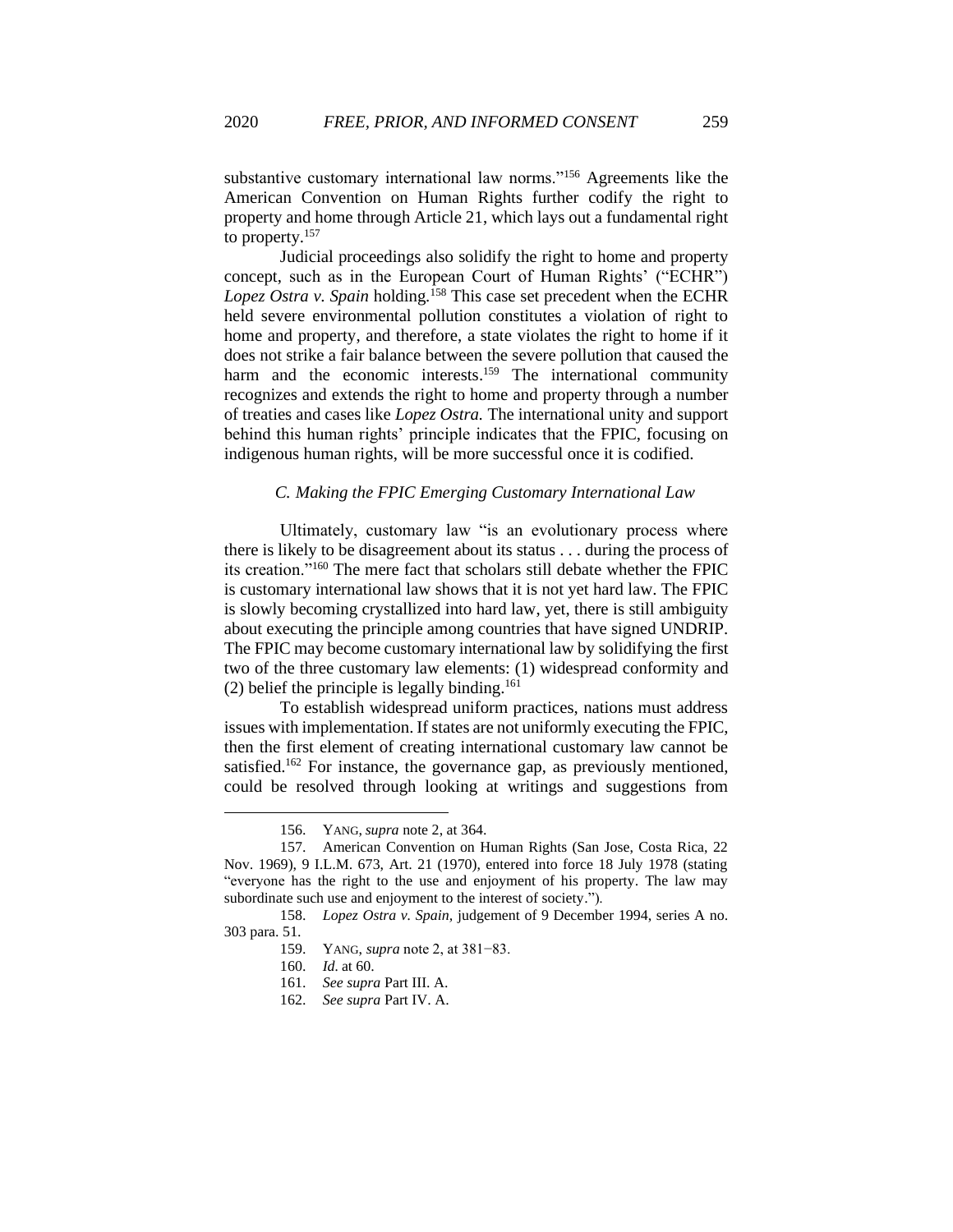substantive customary international law norms."[156] Agreements like the American Convention on Human Rights further codify the right to property and home through Article 21, which lays out a fundamental right to property.[157]

Judicial proceedings also solidify the right to home and property concept, such as in the European Court of Human Rights' ("ECHR") *Lopez Ostra v. Spain* holding.[158] This case set precedent when the ECHR held severe environmental pollution constitutes a violation of right to home and property, and therefore, a state violates the right to home if it does not strike a fair balance between the severe pollution that caused the harm and the economic interests.[159] The international community recognizes and extends the right to home and property through a number of treaties and cases like *Lopez Ostra.* The international unity and support behind this human rights' principle indicates that the FPIC, focusing on indigenous human rights, will be more successful once it is codified.

### *C. Making the FPIC Emerging Customary International Law*

Ultimately, customary law "is an evolutionary process where there is likely to be disagreement about its status . . . during the process of its creation."[160] The mere fact that scholars still debate whether the FPIC is customary international law shows that it is not yet hard law. The FPIC is slowly becoming crystallized into hard law, yet, there is still ambiguity about executing the principle among countries that have signed UNDRIP. The FPIC may become customary international law by solidifying the first two of the three customary law elements: (1) widespread conformity and (2) belief the principle is legally binding.[161]

To establish widespread uniform practices, nations must address issues with implementation. If states are not uniformly executing the FPIC, then the first element of creating international customary law cannot be satisfied.[162] For instance, the governance gap, as previously mentioned, could be resolved through looking at writings and suggestions from

---

156. YANG, *supra* note 2, at 364.

157. American Convention on Human Rights (San Jose, Costa Rica, 22 Nov. 1969), 9 I.L.M. 673, Art. 21 (1970), entered into force 18 July 1978 (stating "everyone has the right to the use and enjoyment of his property. The law may subordinate such use and enjoyment to the interest of society.").

158. *Lopez Ostra v. Spain*, judgement of 9 December 1994, series A no. 303 para. 51.

159. YANG, *supra* note 2, at 381−83.

160. *Id.* at 60.

161. *See supra* Part III. A.

162. *See supra* Part IV. A.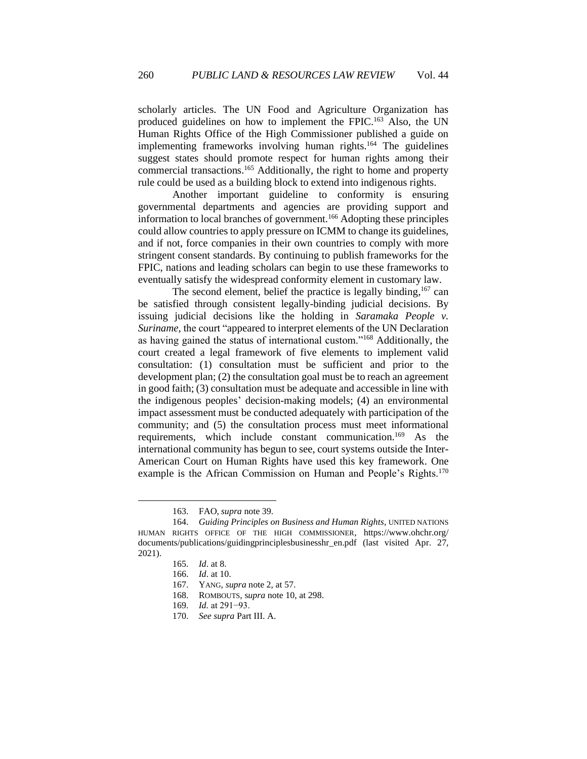scholarly articles. The UN Food and Agriculture Organization has produced guidelines on how to implement the FPIC.[163] Also, the UN Human Rights Office of the High Commissioner published a guide on implementing frameworks involving human rights.[164] The guidelines suggest states should promote respect for human rights among their commercial transactions.[165] Additionally, the right to home and property rule could be used as a building block to extend into indigenous rights.

Another important guideline to conformity is ensuring governmental departments and agencies are providing support and information to local branches of government.[166] Adopting these principles could allow countries to apply pressure on ICMM to change its guidelines, and if not, force companies in their own countries to comply with more stringent consent standards. By continuing to publish frameworks for the FPIC, nations and leading scholars can begin to use these frameworks to eventually satisfy the widespread conformity element in customary law.

The second element, belief the practice is legally binding,[167] can be satisfied through consistent legally-binding judicial decisions. By issuing judicial decisions like the holding in *Saramaka People v. Suriname*, the court "appeared to interpret elements of the UN Declaration as having gained the status of international custom."[168] Additionally, the court created a legal framework of five elements to implement valid consultation: (1) consultation must be sufficient and prior to the development plan; (2) the consultation goal must be to reach an agreement in good faith; (3) consultation must be adequate and accessible in line with the indigenous peoples' decision-making models; (4) an environmental impact assessment must be conducted adequately with participation of the community; and (5) the consultation process must meet informational requirements, which include constant communication.[169] As the international community has begun to see, court systems outside the Inter-American Court on Human Rights have used this key framework. One example is the African Commission on Human and People's Rights.[170]

---

163. FAO, *supra* note 39.

164. *Guiding Principles on Business and Human Rights*, UNITED NATIONS HUMAN RIGHTS OFFICE OF THE HIGH COMMISSIONER, https://www.ohchr.org/documents/publications/guidingprinciplesbusinesshr_en.pdf (last visited Apr. 27, 2021).

165. *Id*. at 8.

166. *Id*. at 10.

167. YANG, *supra* note 2, at 57.

168. ROMBOUTS, *supra* note 10, at 298.

169. *Id.* at 291−93.

170. *See supra* Part III. A.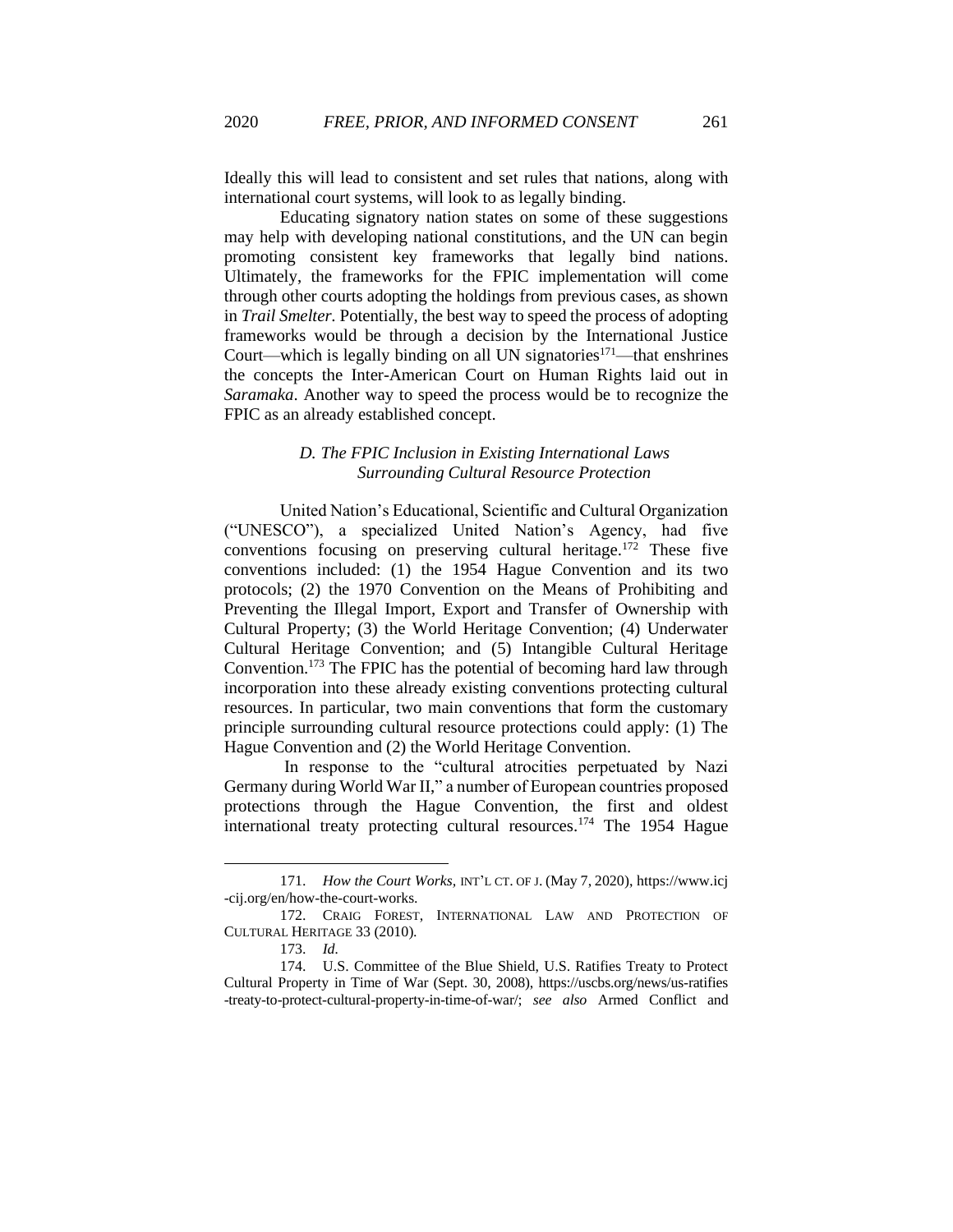Ideally this will lead to consistent and set rules that nations, along with international court systems, will look to as legally binding.

Educating signatory nation states on some of these suggestions may help with developing national constitutions, and the UN can begin promoting consistent key frameworks that legally bind nations. Ultimately, the frameworks for the FPIC implementation will come through other courts adopting the holdings from previous cases, as shown in *Trail Smelter*. Potentially, the best way to speed the process of adopting frameworks would be through a decision by the International Justice Court—which is legally binding on all UN signatories[171]—that enshrines the concepts the Inter-American Court on Human Rights laid out in *Saramaka*. Another way to speed the process would be to recognize the FPIC as an already established concept.

### *D. The FPIC Inclusion in Existing International Laws Surrounding Cultural Resource Protection*

United Nation's Educational, Scientific and Cultural Organization ("UNESCO"), a specialized United Nation's Agency, had five conventions focusing on preserving cultural heritage.[172] These five conventions included: (1) the 1954 Hague Convention and its two protocols; (2) the 1970 Convention on the Means of Prohibiting and Preventing the Illegal Import, Export and Transfer of Ownership with Cultural Property; (3) the World Heritage Convention; (4) Underwater Cultural Heritage Convention; and (5) Intangible Cultural Heritage Convention.[173] The FPIC has the potential of becoming hard law through incorporation into these already existing conventions protecting cultural resources. In particular, two main conventions that form the customary principle surrounding cultural resource protections could apply: (1) The Hague Convention and (2) the World Heritage Convention.

In response to the "cultural atrocities perpetuated by Nazi Germany during World War II," a number of European countries proposed protections through the Hague Convention, the first and oldest international treaty protecting cultural resources.[174] The 1954 Hague

---

171. *How the Court Works*, INT'L CT. OF J. (May 7, 2020), https://www.icj-cij.org/en/how-the-court-works.

172. CRAIG FOREST, INTERNATIONAL LAW AND PROTECTION OF CULTURAL HERITAGE 33 (2010).

173. *Id.*

174. U.S. Committee of the Blue Shield, U.S. Ratifies Treaty to Protect Cultural Property in Time of War (Sept. 30, 2008), https://uscbs.org/news/us-ratifies-treaty-to-protect-cultural-property-in-time-of-war/; *see also* Armed Conflict and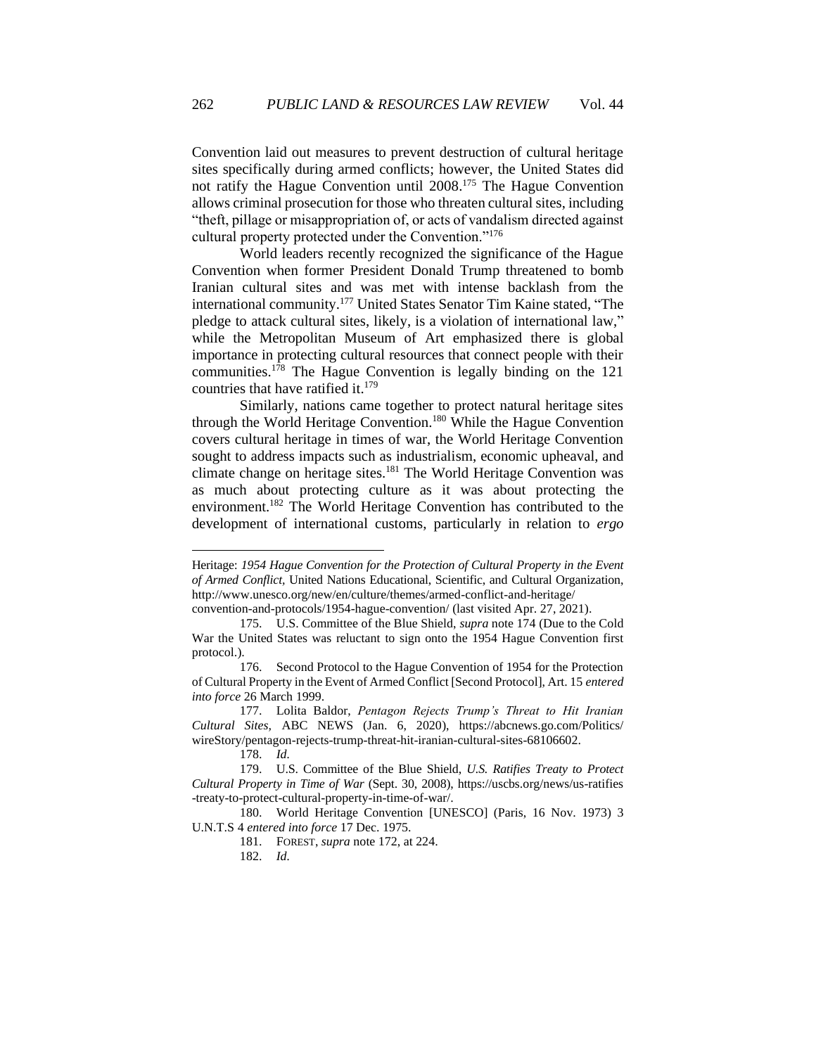Convention laid out measures to prevent destruction of cultural heritage sites specifically during armed conflicts; however, the United States did not ratify the Hague Convention until 2008.[175] The Hague Convention allows criminal prosecution for those who threaten cultural sites, including "theft, pillage or misappropriation of, or acts of vandalism directed against cultural property protected under the Convention."[176]

World leaders recently recognized the significance of the Hague Convention when former President Donald Trump threatened to bomb Iranian cultural sites and was met with intense backlash from the international community.[177] United States Senator Tim Kaine stated, "The pledge to attack cultural sites, likely, is a violation of international law," while the Metropolitan Museum of Art emphasized there is global importance in protecting cultural resources that connect people with their communities.[178] The Hague Convention is legally binding on the 121 countries that have ratified it.[179]

Similarly, nations came together to protect natural heritage sites through the World Heritage Convention.[180] While the Hague Convention covers cultural heritage in times of war, the World Heritage Convention sought to address impacts such as industrialism, economic upheaval, and climate change on heritage sites.[181] The World Heritage Convention was as much about protecting culture as it was about protecting the environment.[182] The World Heritage Convention has contributed to the development of international customs, particularly in relation to *ergo*

---

Heritage: *1954 Hague Convention for the Protection of Cultural Property in the Event of Armed Conflict*, United Nations Educational, Scientific, and Cultural Organization, http://www.unesco.org/new/en/culture/themes/armed-conflict-and-heritage/convention-and-protocols/1954-hague-convention/ (last visited Apr. 27, 2021).

175. U.S. Committee of the Blue Shield, *supra* note 174 (Due to the Cold War the United States was reluctant to sign onto the 1954 Hague Convention first protocol.).

176. Second Protocol to the Hague Convention of 1954 for the Protection of Cultural Property in the Event of Armed Conflict [Second Protocol], Art. 15 *entered into force* 26 March 1999.

177. Lolita Baldor, *Pentagon Rejects Trump's Threat to Hit Iranian Cultural Sites*, ABC NEWS (Jan. 6, 2020), https://abcnews.go.com/Politics/wireStory/pentagon-rejects-trump-threat-hit-iranian-cultural-sites-68106602.

178. *Id.*

179. U.S. Committee of the Blue Shield, *U.S. Ratifies Treaty to Protect Cultural Property in Time of War* (Sept. 30, 2008), https://uscbs.org/news/us-ratifies-treaty-to-protect-cultural-property-in-time-of-war/.

180. World Heritage Convention [UNESCO] (Paris, 16 Nov. 1973) 3 U.N.T.S 4 *entered into force* 17 Dec. 1975.

181. FOREST, *supra* note 172, at 224.

182. *Id.*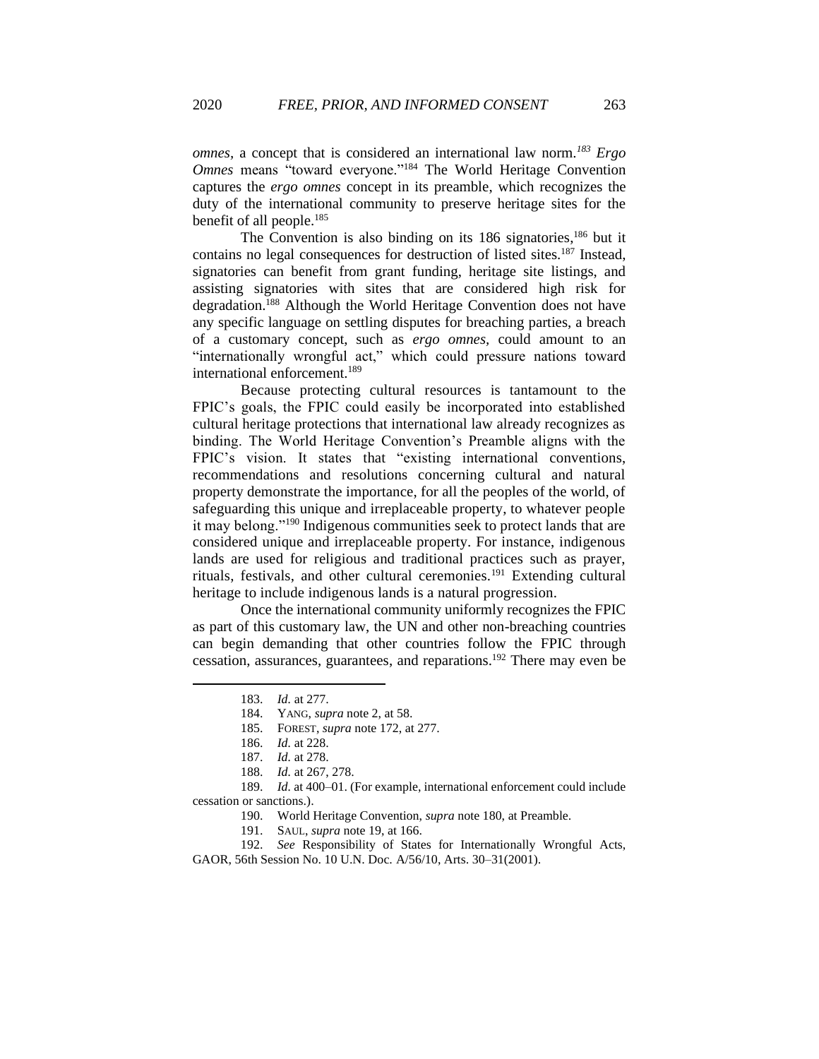*omnes*, a concept that is considered an international law norm.[183] *Ergo Omnes* means "toward everyone."[184] The World Heritage Convention captures the *ergo omnes* concept in its preamble, which recognizes the duty of the international community to preserve heritage sites for the benefit of all people.[185]

The Convention is also binding on its 186 signatories,[186] but it contains no legal consequences for destruction of listed sites.[187] Instead, signatories can benefit from grant funding, heritage site listings, and assisting signatories with sites that are considered high risk for degradation.[188] Although the World Heritage Convention does not have any specific language on settling disputes for breaching parties, a breach of a customary concept, such as *ergo omnes*, could amount to an "internationally wrongful act," which could pressure nations toward international enforcement.[189]

Because protecting cultural resources is tantamount to the FPIC's goals, the FPIC could easily be incorporated into established cultural heritage protections that international law already recognizes as binding. The World Heritage Convention's Preamble aligns with the FPIC's vision. It states that "existing international conventions, recommendations and resolutions concerning cultural and natural property demonstrate the importance, for all the peoples of the world, of safeguarding this unique and irreplaceable property, to whatever people it may belong."[190] Indigenous communities seek to protect lands that are considered unique and irreplaceable property. For instance, indigenous lands are used for religious and traditional practices such as prayer, rituals, festivals, and other cultural ceremonies.[191] Extending cultural heritage to include indigenous lands is a natural progression.

Once the international community uniformly recognizes the FPIC as part of this customary law, the UN and other non-breaching countries can begin demanding that other countries follow the FPIC through cessation, assurances, guarantees, and reparations.[192] There may even be

---

183. *Id.* at 277.

184. YANG, *supra* note 2, at 58.

185. FOREST, *supra* note 172, at 277.

186. *Id.* at 228.

187. *Id.* at 278.

188. *Id.* at 267, 278.

189. *Id.* at 400–01. (For example, international enforcement could include cessation or sanctions.).

190. World Heritage Convention, *supra* note 180, at Preamble.

191. SAUL, *supra* note 19, at 166.

192. *See* Responsibility of States for Internationally Wrongful Acts, GAOR, 56th Session No. 10 U.N. Doc. A/56/10, Arts. 30–31(2001).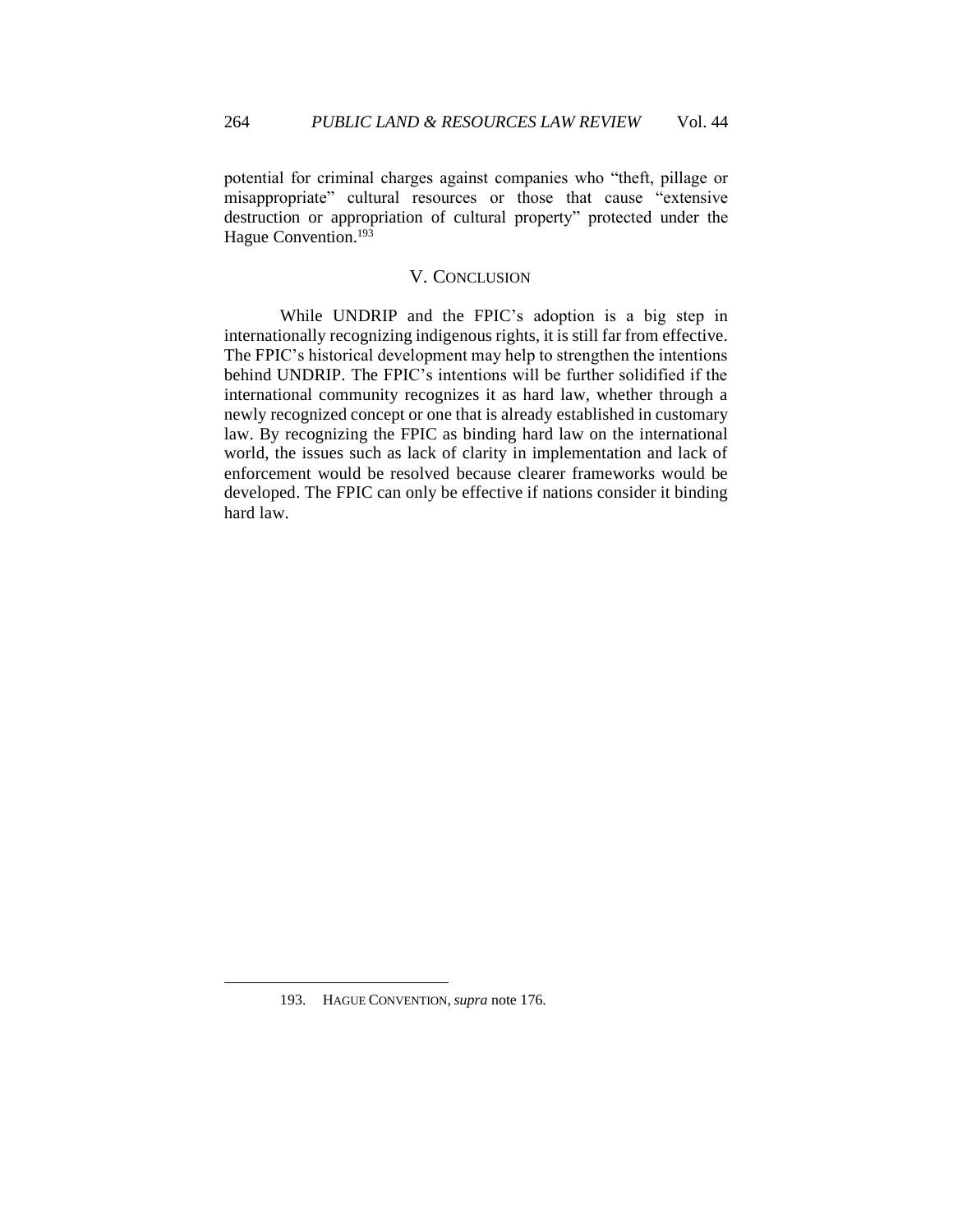potential for criminal charges against companies who "theft, pillage or misappropriate" cultural resources or those that cause "extensive destruction or appropriation of cultural property" protected under the Hague Convention.[193]

## V. CONCLUSION

While UNDRIP and the FPIC's adoption is a big step in internationally recognizing indigenous rights, it is still far from effective. The FPIC's historical development may help to strengthen the intentions behind UNDRIP. The FPIC's intentions will be further solidified if the international community recognizes it as hard law, whether through a newly recognized concept or one that is already established in customary law. By recognizing the FPIC as binding hard law on the international world, the issues such as lack of clarity in implementation and lack of enforcement would be resolved because clearer frameworks would be developed. The FPIC can only be effective if nations consider it binding hard law.

---

193. HAGUE CONVENTION, *supra* note 176.